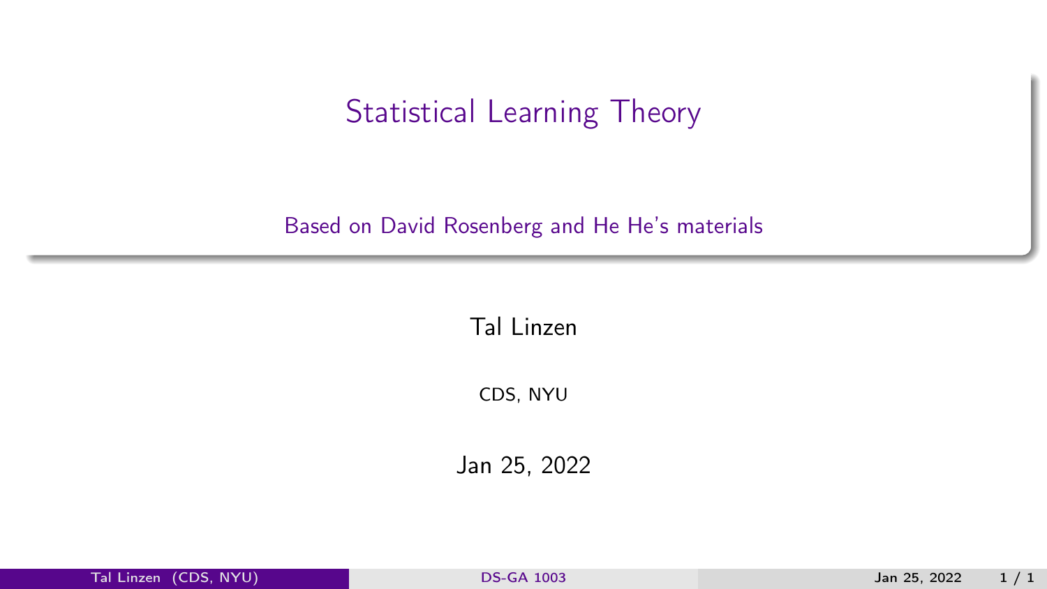# Statistical Learning Theory

Based on David Rosenberg and He He's materials

Tal Linzen

CDS, NYU

Jan 25, 2022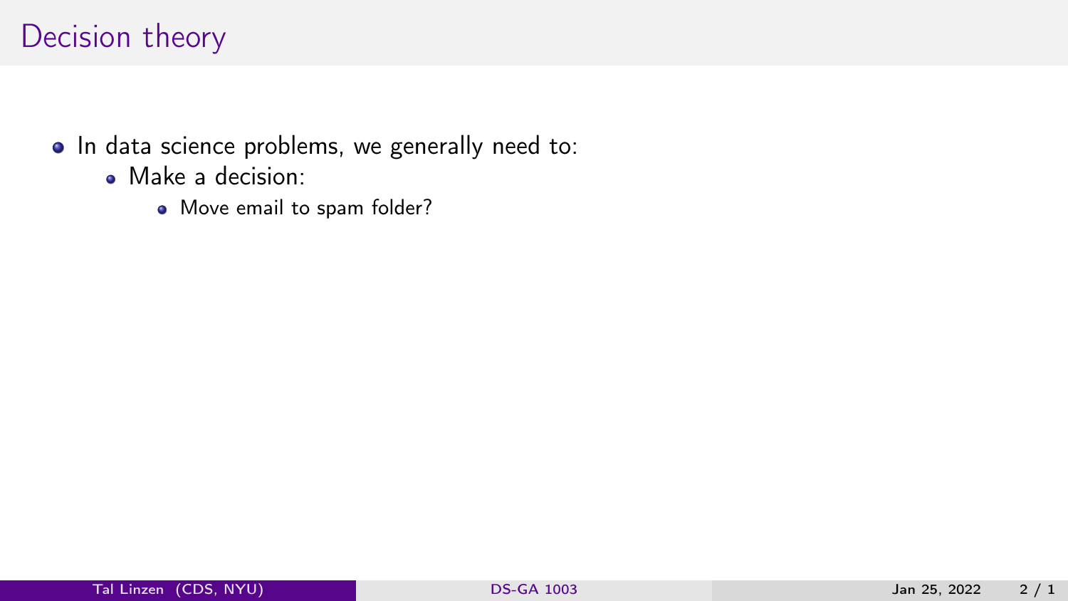# Decision theory

- In data science problems, we generally need to:
  - Make a decision:
    - Move email to spam folder?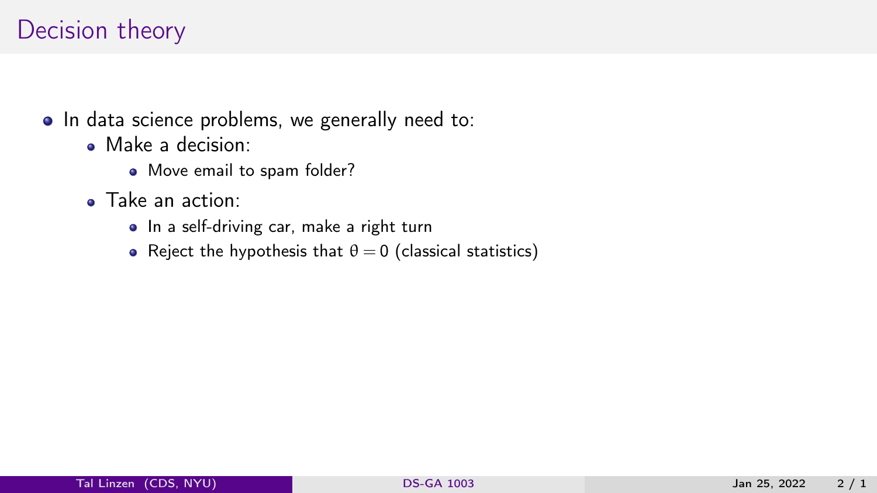# Decision theory

- In data science problems, we generally need to:
  - Make a decision:
    - Move email to spam folder?
  - Take an action:
    - In a self-driving car, make a right turn
    - Reject the hypothesis that $\theta = 0$ (classical statistics)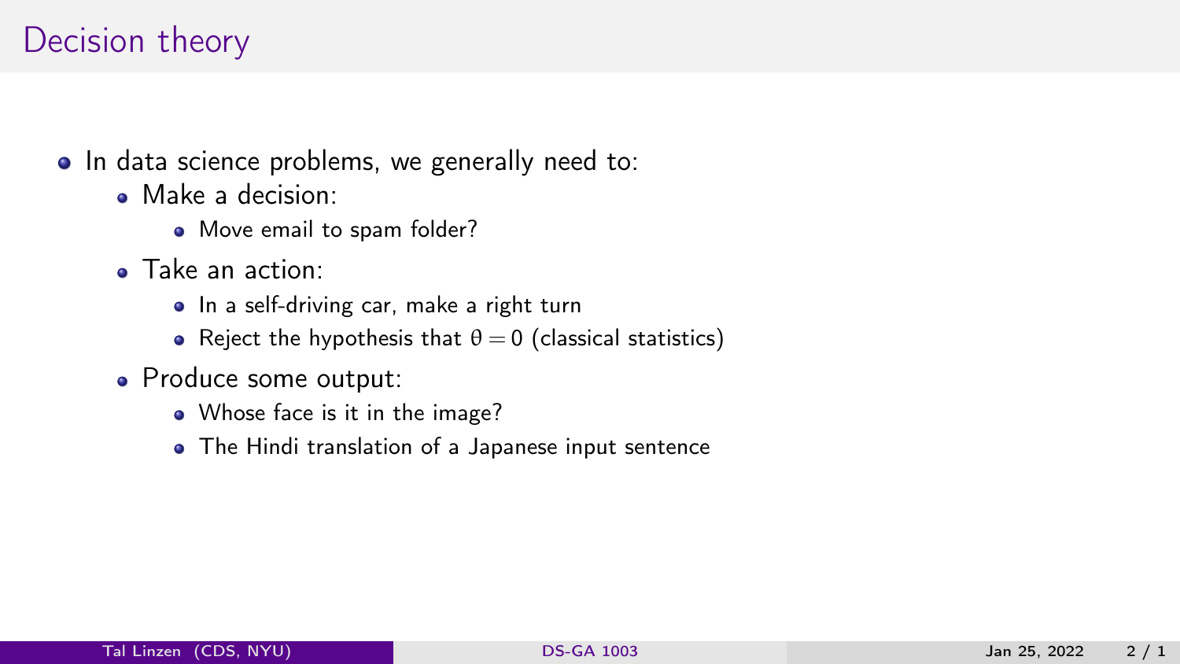# Decision theory

- In data science problems, we generally need to:
  - Make a decision:
    - Move email to spam folder?
  - Take an action:
    - In a self-driving car, make a right turn
    - Reject the hypothesis that $\theta = 0$ (classical statistics)
  - Produce some output:
    - Whose face is it in the image?
    - The Hindi translation of a Japanese input sentence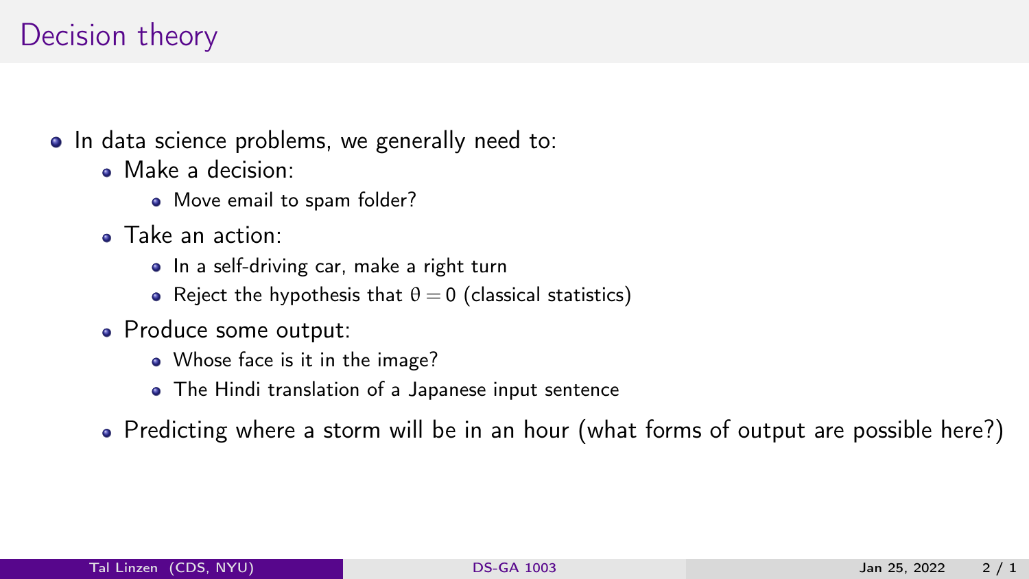# Decision theory

- In data science problems, we generally need to:
  - Make a decision:
    - Move email to spam folder?
  - Take an action:
    - In a self-driving car, make a right turn
    - Reject the hypothesis that $\theta = 0$ (classical statistics)
  - Produce some output:
    - Whose face is it in the image?
    - The Hindi translation of a Japanese input sentence
  - Predicting where a storm will be in an hour (what forms of output are possible here?)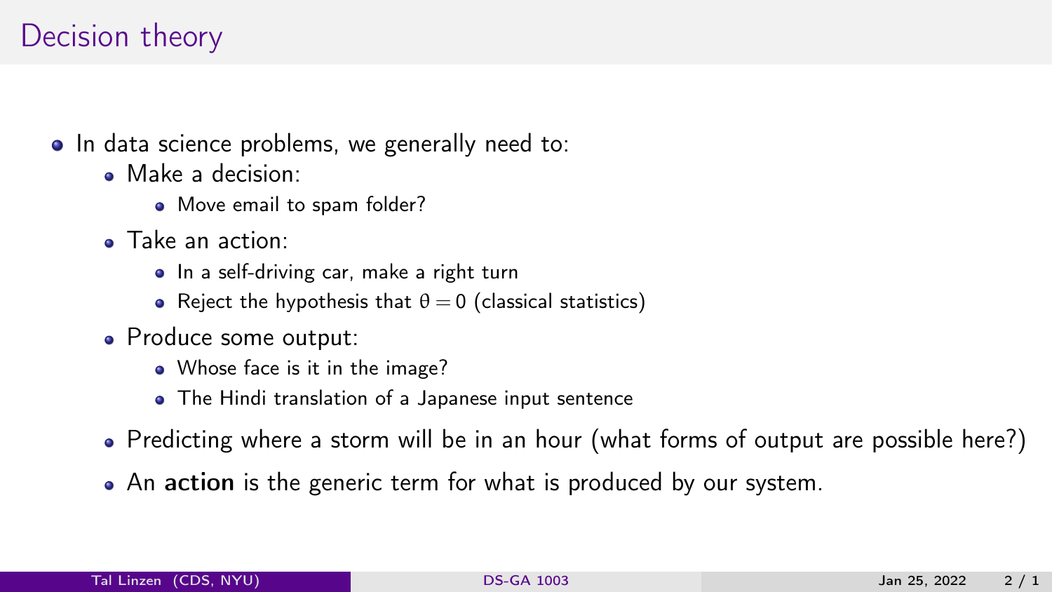# Decision theory

- In data science problems, we generally need to:
  - Make a decision:
    - Move email to spam folder?
  - Take an action:
    - In a self-driving car, make a right turn
    - Reject the hypothesis that $\theta = 0$ (classical statistics)
  - Produce some output:
    - Whose face is it in the image?
    - The Hindi translation of a Japanese input sentence
  - Predicting where a storm will be in an hour (what forms of output are possible here?)
  - An **action** is the generic term for what is produced by our system.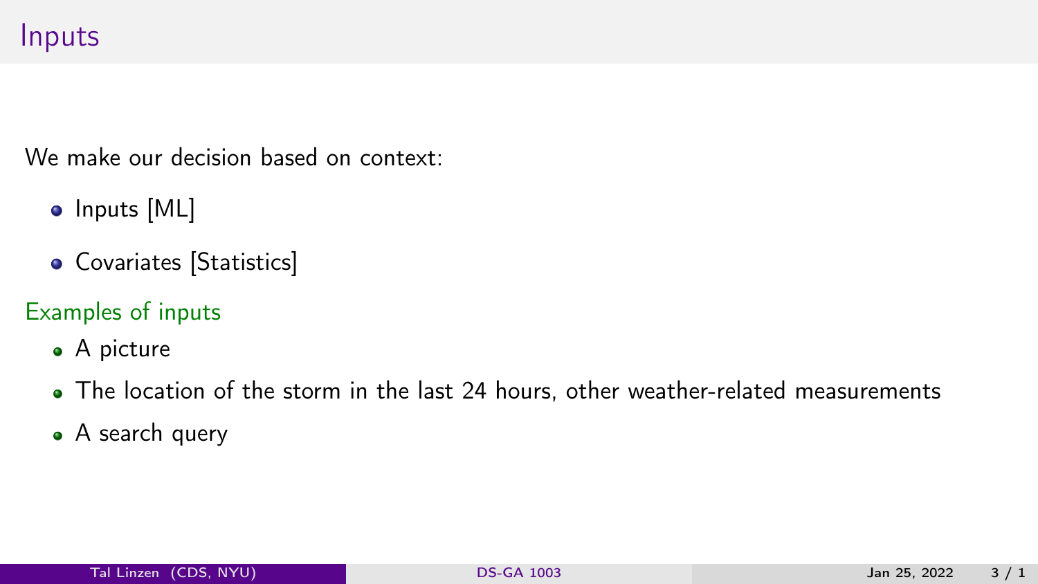# Inputs

We make our decision based on context:

- Inputs [ML]
- Covariates [Statistics]

### Examples of inputs

- A picture
- The location of the storm in the last 24 hours, other weather-related measurements
- A search query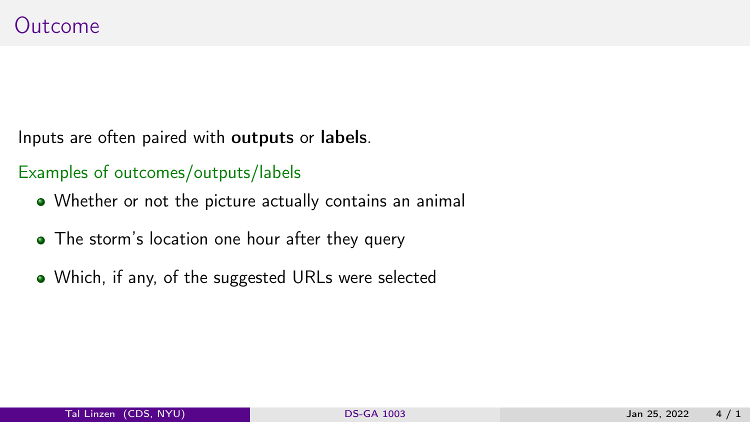# Outcome

Inputs are often paired with **outputs** or **labels**.

Examples of outcomes/outputs/labels

- Whether or not the picture actually contains an animal
- The storm's location one hour after they query
- Which, if any, of the suggested URLs were selected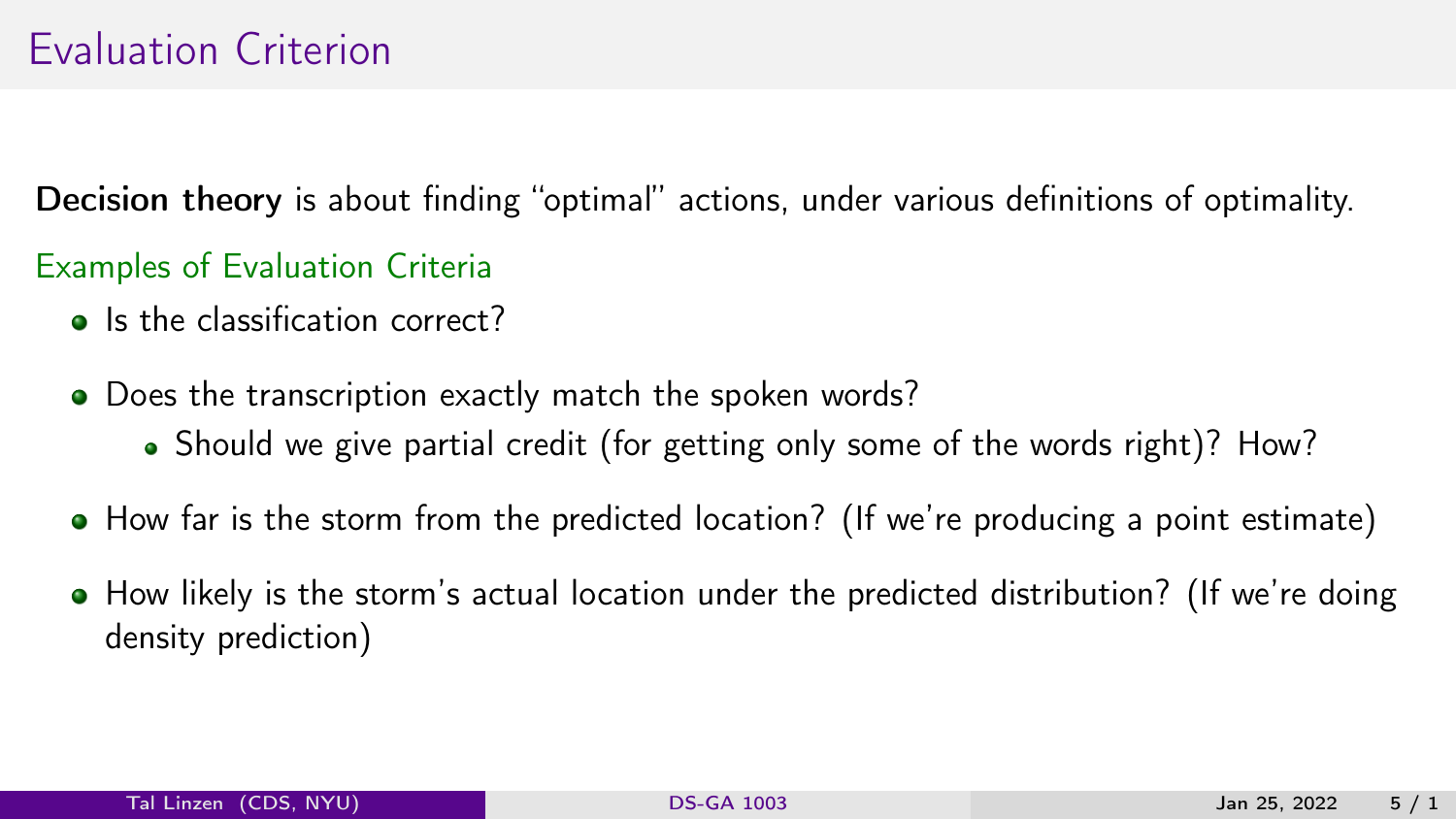# Evaluation Criterion

**Decision theory** is about finding "optimal" actions, under various definitions of optimality.

## Examples of Evaluation Criteria

- Is the classification correct?
- Does the transcription exactly match the spoken words?
  - Should we give partial credit (for getting only some of the words right)? How?
- How far is the storm from the predicted location? (If we're producing a point estimate)
- How likely is the storm's actual location under the predicted distribution? (If we're doing density prediction)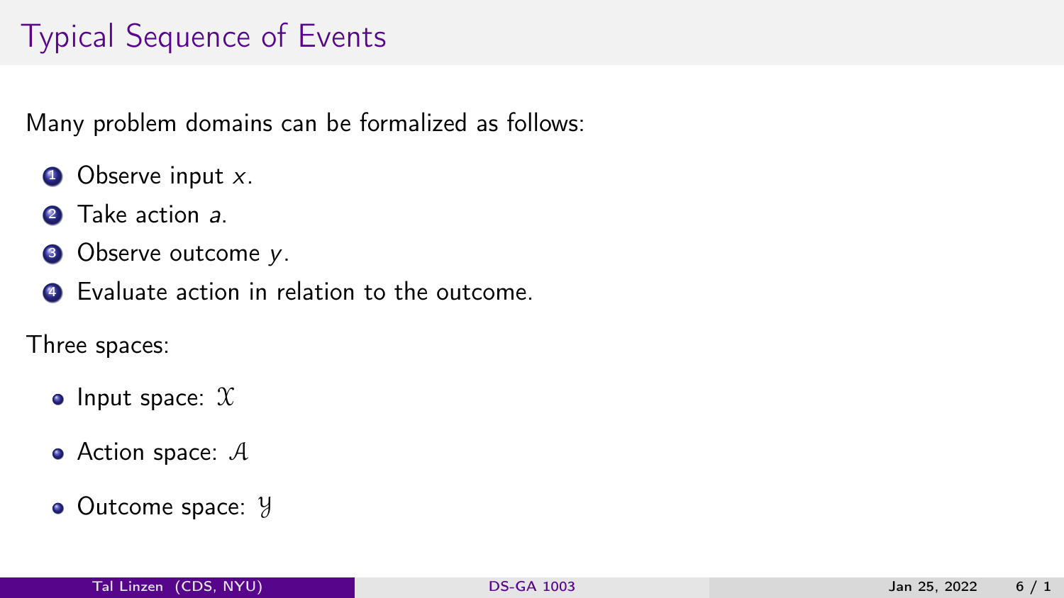# Typical Sequence of Events

Many problem domains can be formalized as follows:

1. Observe input $x$.
2. Take action $a$.
3. Observe outcome $y$.
4. Evaluate action in relation to the outcome.

Three spaces:

- Input space: $\mathcal{X}$
- Action space: $\mathcal{A}$
- Outcome space: $\mathcal{Y}$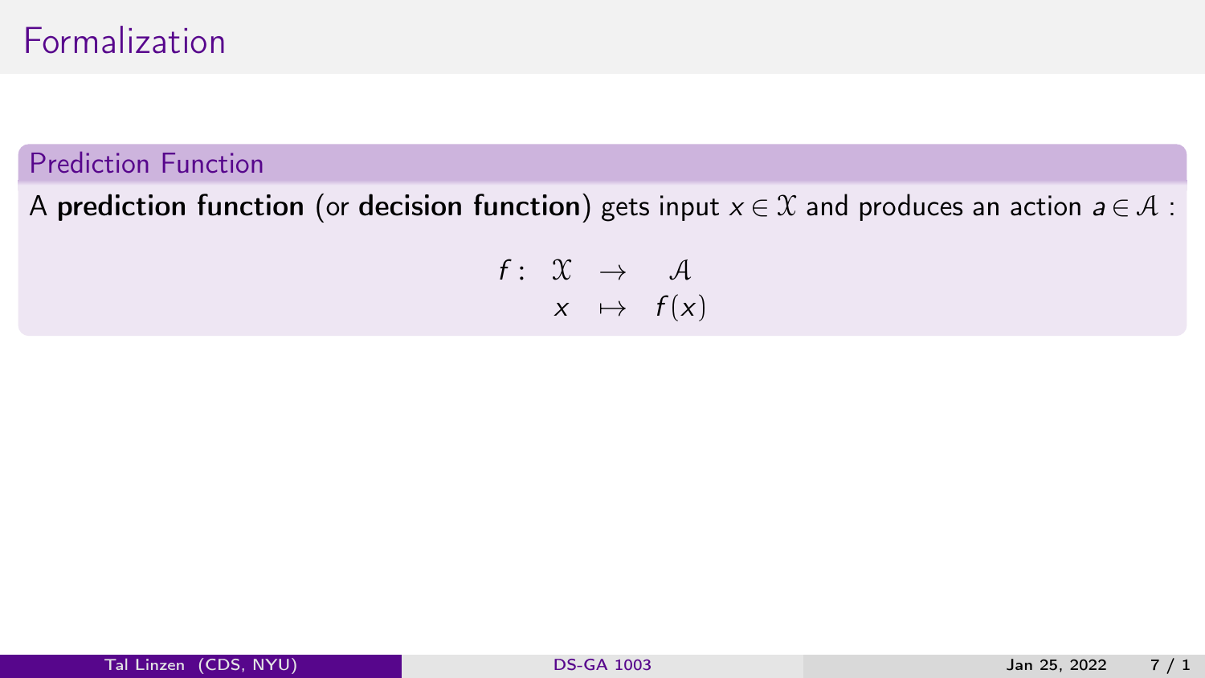# Formalization

### Prediction Function

A **prediction function** (or **decision function**) gets input $x \in \mathcal{X}$ and produces an action $a \in \mathcal{A}$ :

$$
\begin{aligned}
f : \quad \mathcal{X} \quad &\rightarrow \quad \mathcal{A} \\
x \quad &\mapsto \quad f(x)
\end{aligned}
$$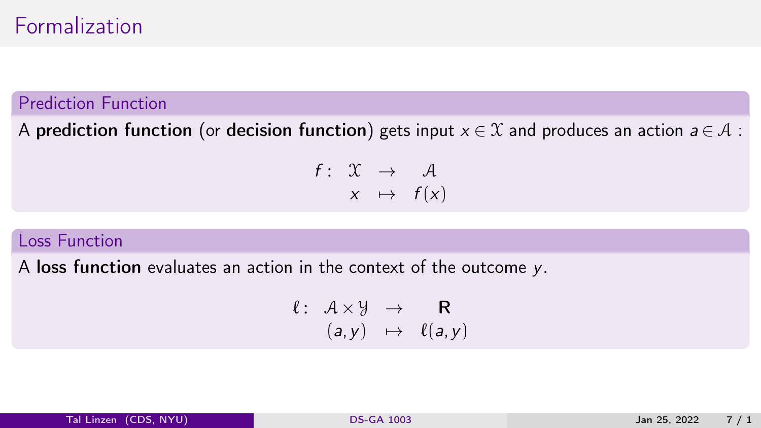# Formalization

### Prediction Function

A **prediction function** (or **decision function**) gets input $x \in \mathcal{X}$ and produces an action $a \in \mathcal{A}$ :

$$
\begin{aligned}
f: \quad \mathcal{X} &\rightarrow \mathcal{A} \\
x &\mapsto f(x)
\end{aligned}
$$

### Loss Function

A **loss function** evaluates an action in the context of the outcome $y$.

$$
\begin{aligned}
\ell: \quad \mathcal{A} \times \mathcal{Y} &\rightarrow \mathbf{R} \\
(a, y) &\mapsto \ell(a, y)
\end{aligned}
$$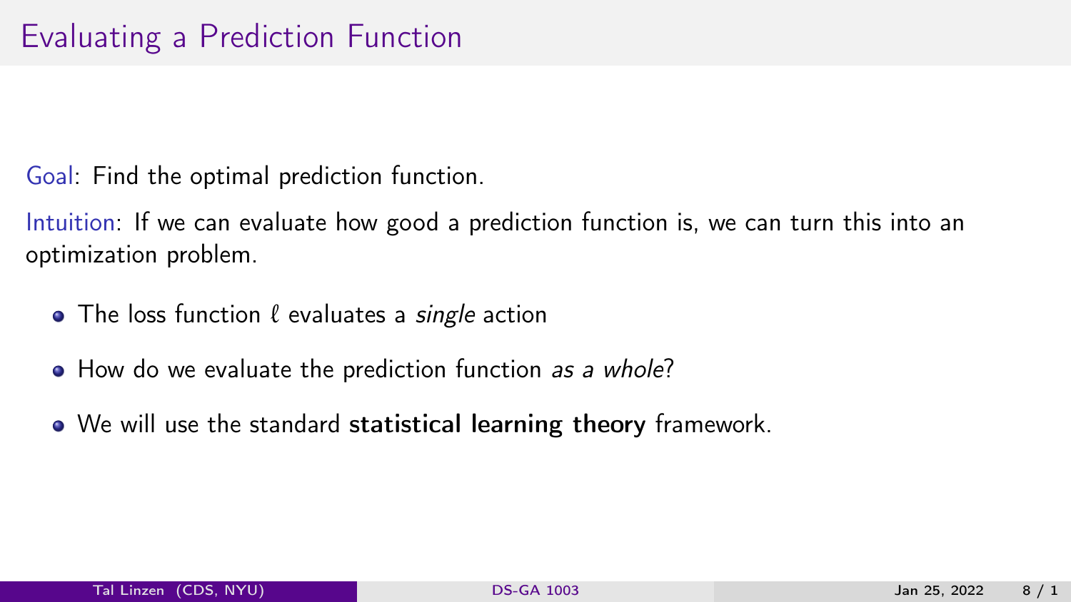# Evaluating a Prediction Function

Goal: Find the optimal prediction function.

Intuition: If we can evaluate how good a prediction function is, we can turn this into an optimization problem.

- The loss function $\ell$ evaluates a *single* action
- How do we evaluate the prediction function *as a whole*?
- We will use the standard **statistical learning theory** framework.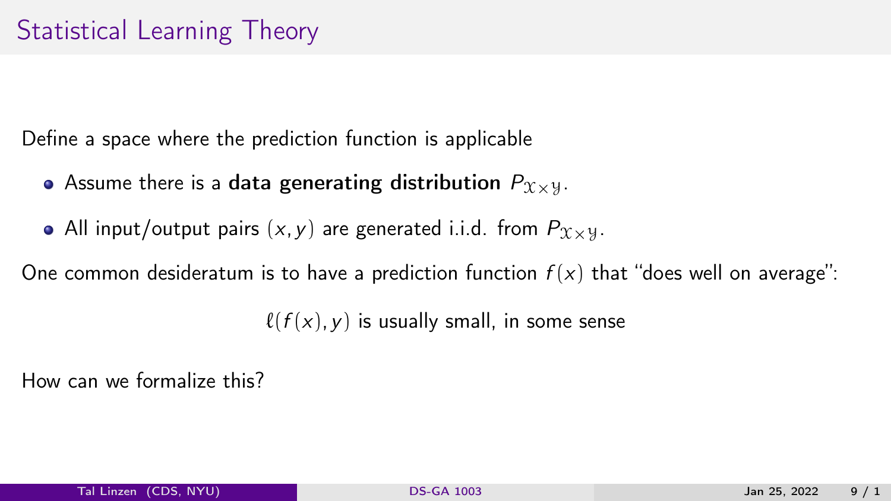# Statistical Learning Theory

Define a space where the prediction function is applicable

- Assume there is a **data generating distribution** $P_{\mathcal{X} \times \mathcal{Y}}$.
- All input/output pairs $(x, y)$ are generated i.i.d. from $P_{\mathcal{X} \times \mathcal{Y}}$.

One common desideratum is to have a prediction function $f(x)$ that "does well on average":

$$\ell(f(x), y) \text{ is usually small, in some sense}$$

How can we formalize this?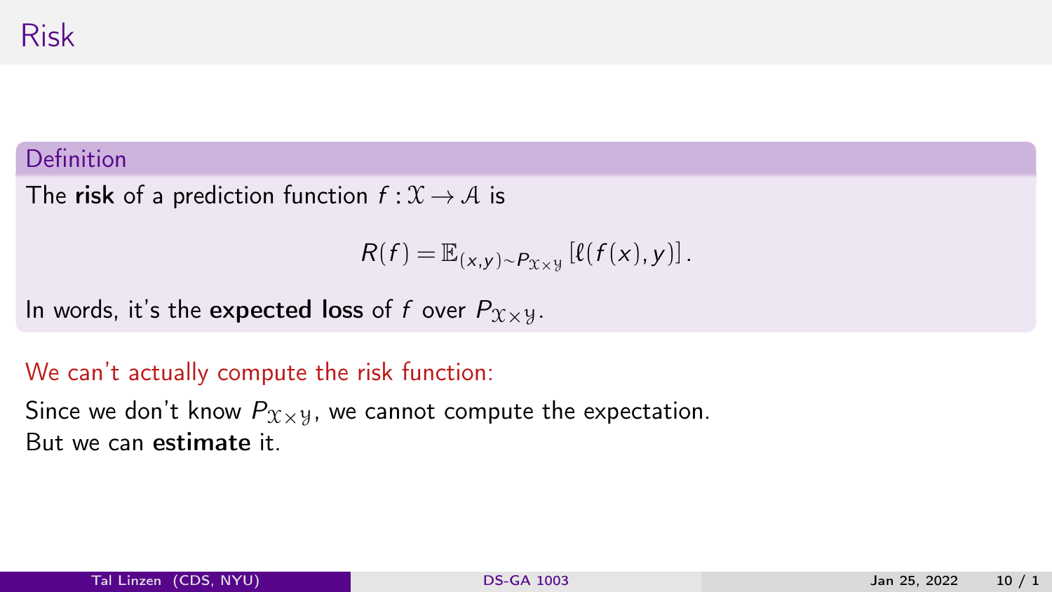# Risk

**Definition**

The **risk** of a prediction function $f : \mathcal{X} \to \mathcal{A}$ is

$$R(f) = \mathbb{E}_{(x,y) \sim P_{\mathcal{X} \times \mathcal{Y}}} \left[ \ell(f(x), y) \right].$$

In words, it's the **expected loss** of $f$ over $P_{\mathcal{X} \times \mathcal{Y}}$.

We can't actually compute the risk function:

Since we don't know $P_{\mathcal{X} \times \mathcal{Y}}$, we cannot compute the expectation.
But we can **estimate** it.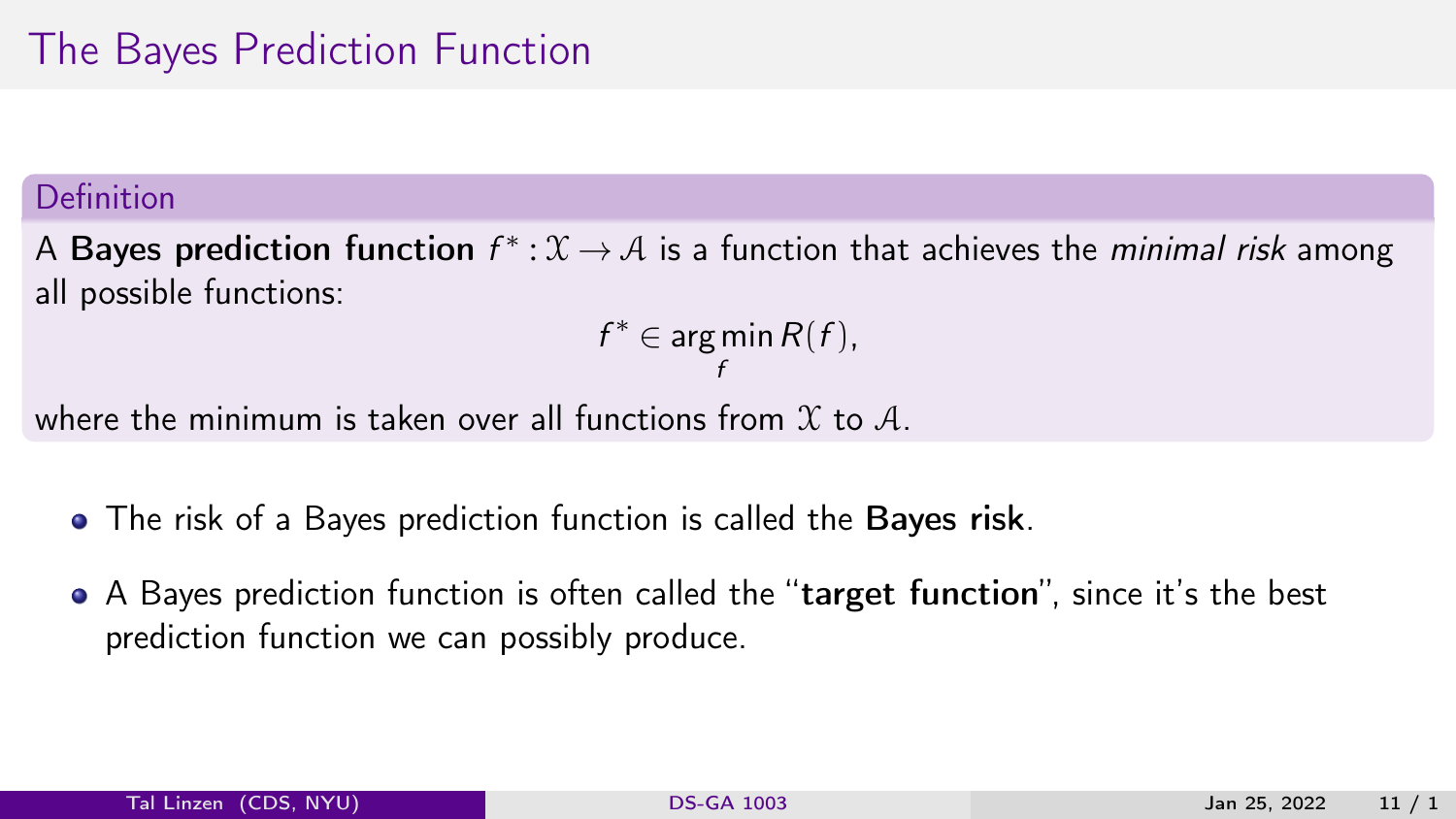# The Bayes Prediction Function

**Definition**

A **Bayes prediction function** $f^* : \mathcal{X} \to \mathcal{A}$ is a function that achieves the *minimal risk* among all possible functions:

$$f^* \in \arg\min_{f} R(f),$$

where the minimum is taken over all functions from $\mathcal{X}$ to $\mathcal{A}$.

- The risk of a Bayes prediction function is called the **Bayes risk**.
- A Bayes prediction function is often called the "**target function**", since it's the best prediction function we can possibly produce.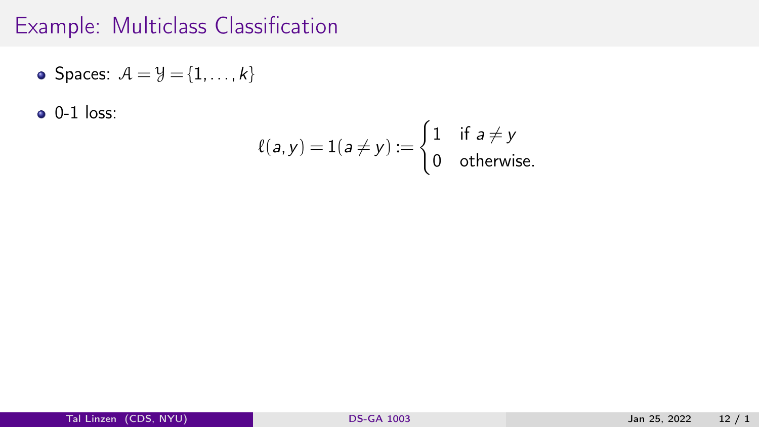# Example: Multiclass Classification

- Spaces: $\mathcal{A} = \mathcal{Y} = \{1, \ldots, k\}$
- 0-1 loss:

$$\ell(a, y) = 1(a \neq y) := \begin{cases} 1 & \text{if } a \neq y \\ 0 & \text{otherwise.} \end{cases}$$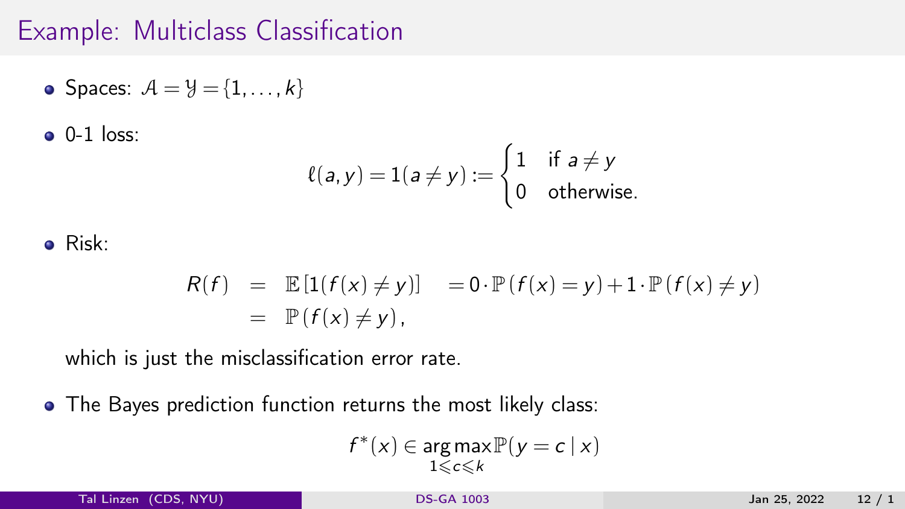# Example: Multiclass Classification

- Spaces: $\mathcal{A} = \mathcal{Y} = \{1, \ldots, k\}$
- 0-1 loss:

$$\ell(a, y) = 1(a \neq y) := \begin{cases} 1 & \text{if } a \neq y \\ 0 & \text{otherwise.} \end{cases}$$

- Risk:

$$\begin{aligned} R(f) &= \mathbb{E}\left[1(f(x) \neq y)\right] \quad = 0 \cdot \mathbb{P}(f(x) = y) + 1 \cdot \mathbb{P}(f(x) \neq y) \\ &= \mathbb{P}(f(x) \neq y), \end{aligned}$$

  which is just the misclassification error rate.

- The Bayes prediction function returns the most likely class:

$$f^*(x) \in \underset{1 \leqslant c \leqslant k}{\arg\max} \, \mathbb{P}(y = c \mid x)$$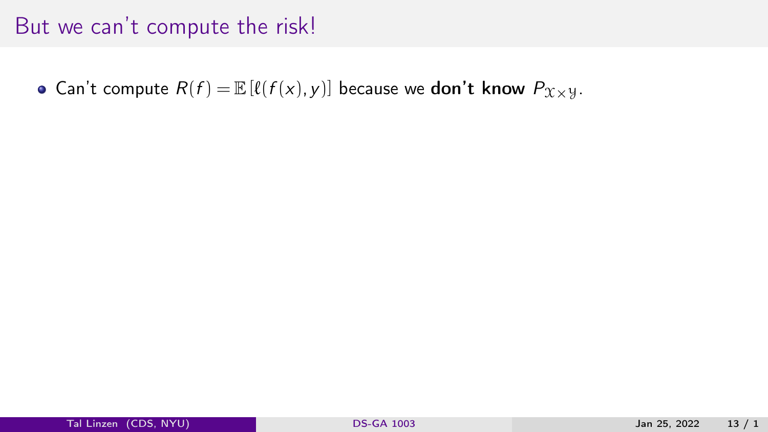# But we can't compute the risk!

- Can't compute $R(f) = \mathbb{E}[\ell(f(x), y)]$ because we **don't know** $P_{\mathcal{X} \times \mathcal{Y}}$.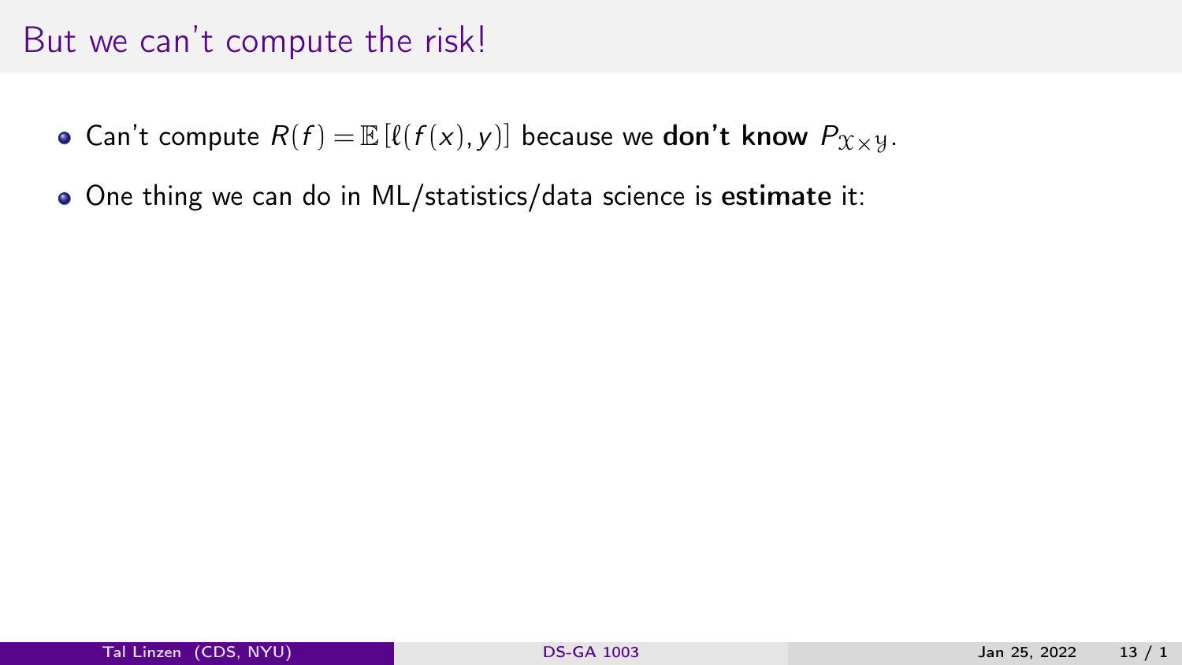# But we can't compute the risk!

- Can't compute $R(f) = \mathbb{E}\left[\ell(f(x), y)\right]$ because we **don't know** $P_{\mathcal{X} \times \mathcal{Y}}$.
- One thing we can do in ML/statistics/data science is **estimate** it: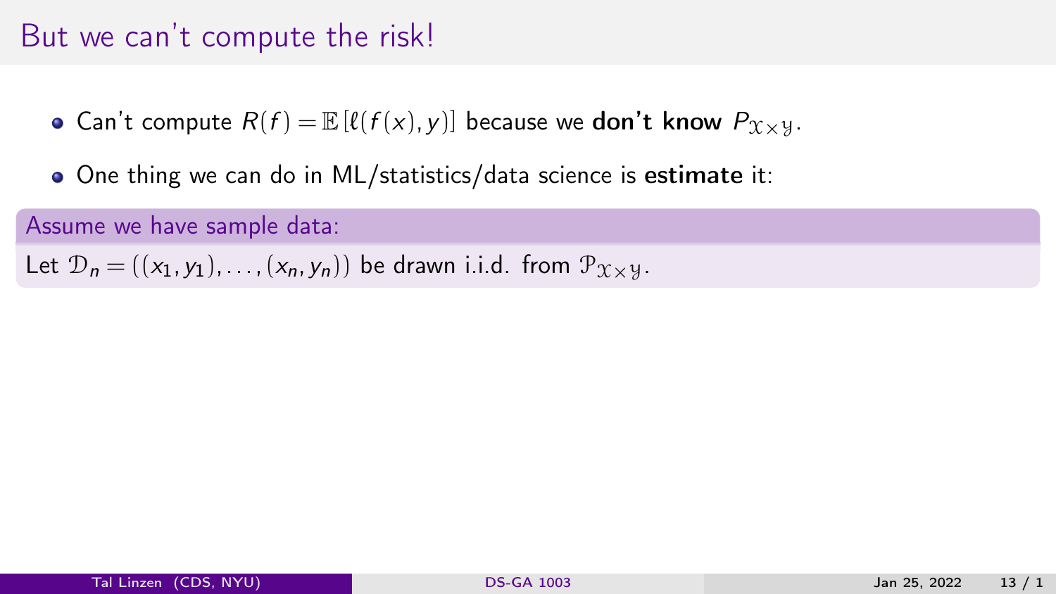# But we can't compute the risk!

- Can't compute $R(f) = \mathbb{E}\left[\ell(f(x), y)\right]$ because we **don't know** $P_{\mathcal{X}\times\mathcal{Y}}$.
- One thing we can do in ML/statistics/data science is **estimate** it:

**Assume we have sample data:**

Let $\mathcal{D}_n = ((x_1, y_1), \ldots, (x_n, y_n))$ be drawn i.i.d. from $\mathcal{P}_{\mathcal{X}\times\mathcal{Y}}$.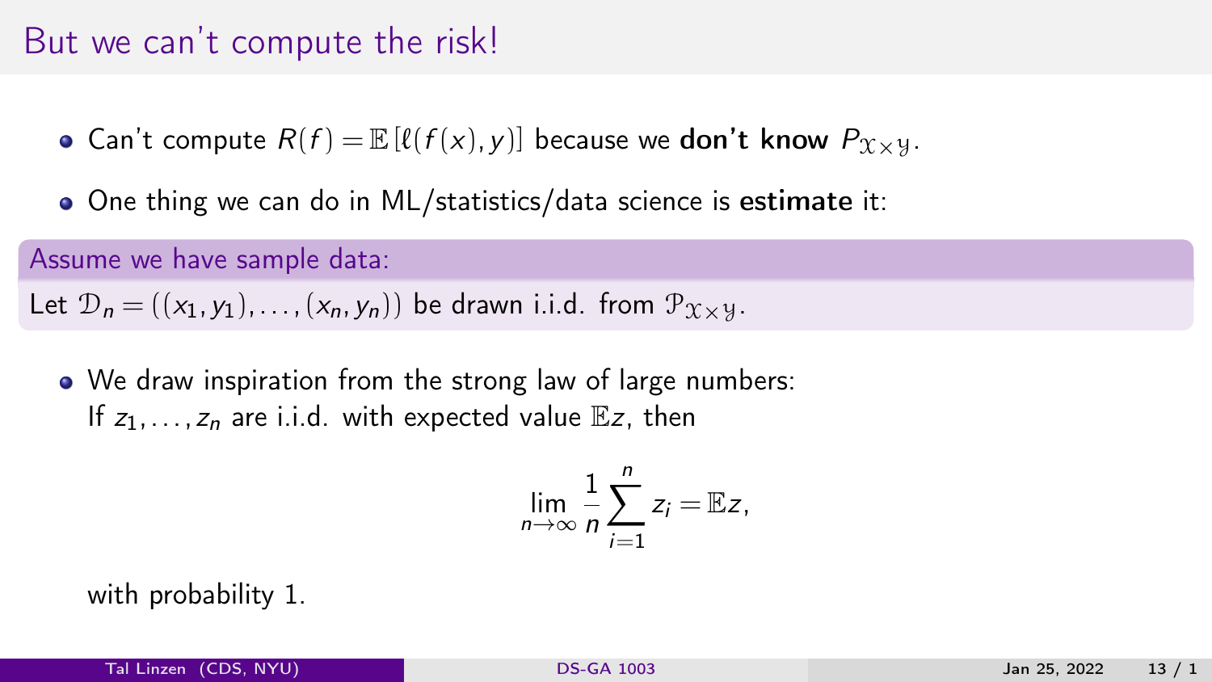# But we can't compute the risk!

- Can't compute $R(f) = \mathbb{E}[\ell(f(x), y)]$ because we **don't know** $P_{\mathcal{X} \times \mathcal{Y}}$.
- One thing we can do in ML/statistics/data science is **estimate** it:

**Assume we have sample data:**

Let $\mathcal{D}_n = ((x_1, y_1), \ldots, (x_n, y_n))$ be drawn i.i.d. from $\mathcal{P}_{\mathcal{X} \times \mathcal{Y}}$.

- We draw inspiration from the strong law of large numbers:
  If $z_1, \ldots, z_n$ are i.i.d. with expected value $\mathbb{E}z$, then

$$\lim_{n \to \infty} \frac{1}{n} \sum_{i=1}^{n} z_i = \mathbb{E}z,$$

  with probability 1.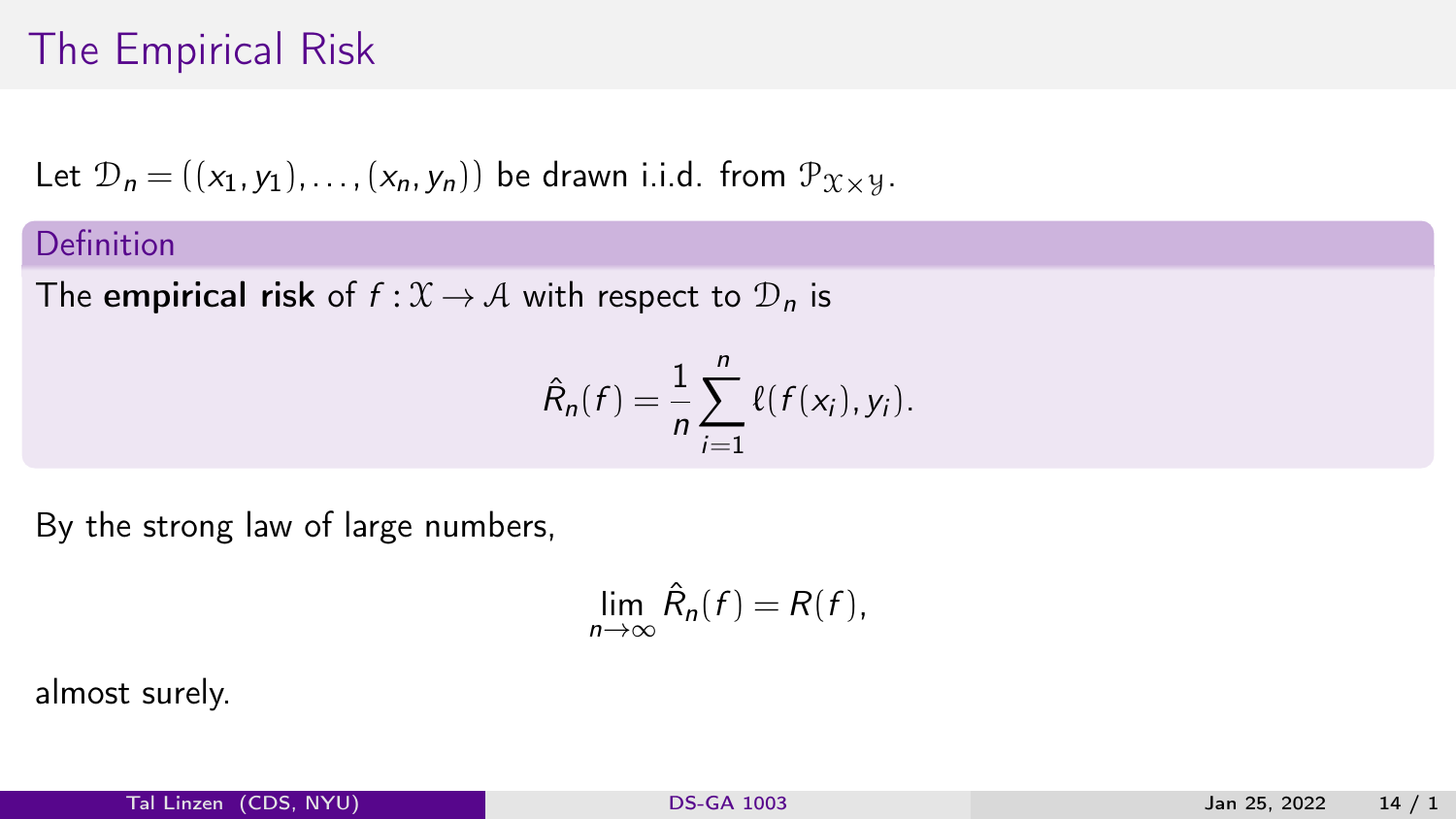# The Empirical Risk

Let $\mathcal{D}_n = ((x_1, y_1), \ldots, (x_n, y_n))$ be drawn i.i.d. from $\mathcal{P}_{\mathcal{X} \times \mathcal{Y}}$.

**Definition**

The **empirical risk** of $f : \mathcal{X} \to \mathcal{A}$ with respect to $\mathcal{D}_n$ is

$$\hat{R}_n(f) = \frac{1}{n} \sum_{i=1}^{n} \ell(f(x_i), y_i).$$

By the strong law of large numbers,

$$\lim_{n \to \infty} \hat{R}_n(f) = R(f),$$

almost surely.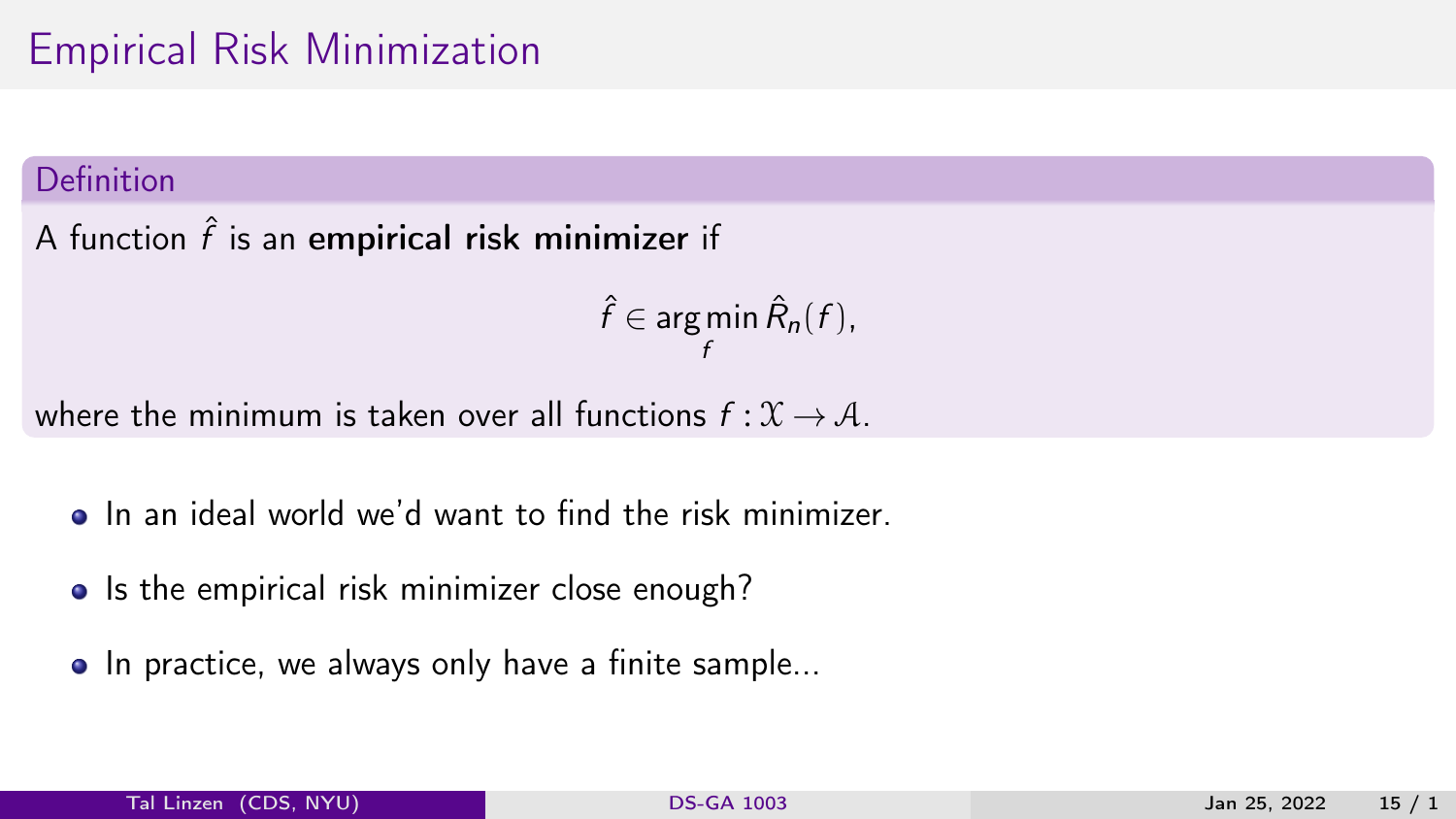# Empirical Risk Minimization

**Definition**

A function $\hat{f}$ is an **empirical risk minimizer** if

$$\hat{f} \in \arg\min_{f} \hat{R}_n(f),$$

where the minimum is taken over all functions $f : \mathcal{X} \to \mathcal{A}$.

- In an ideal world we'd want to find the risk minimizer.
- Is the empirical risk minimizer close enough?
- In practice, we always only have a finite sample...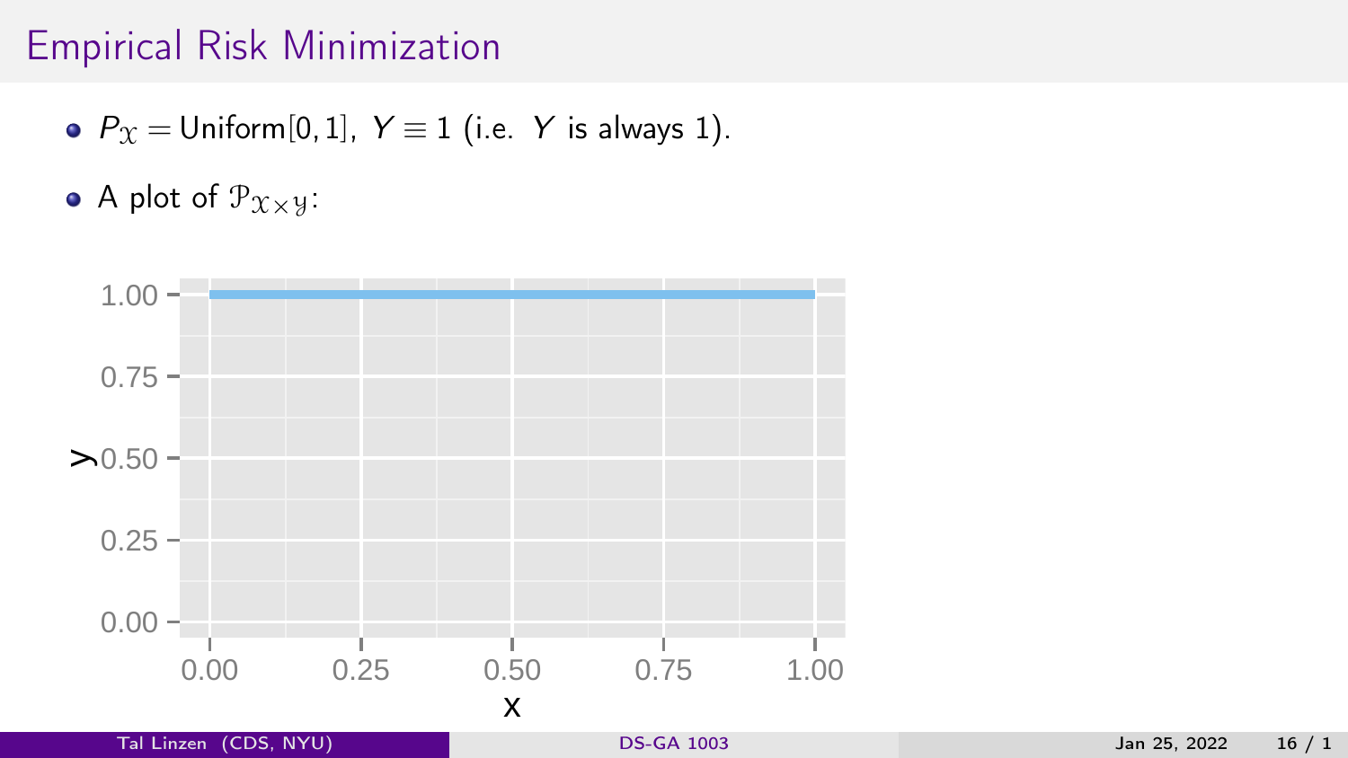# Empirical Risk Minimization

- $P_{\mathcal{X}} = \text{Uniform}[0,1]$, $Y \equiv 1$ (i.e. $Y$ is always 1).
- A plot of $\mathcal{P}_{\mathcal{X}\times\mathcal{Y}}$: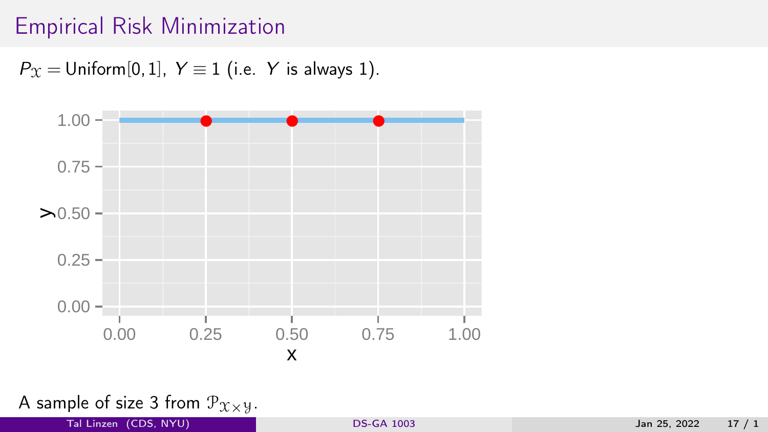# Empirical Risk Minimization

$P_{\mathcal{X}} = \text{Uniform}[0,1]$, $Y \equiv 1$ (i.e. $Y$ is always 1).

A sample of size 3 from $\mathcal{P}_{\mathcal{X}\times\mathcal{Y}}$.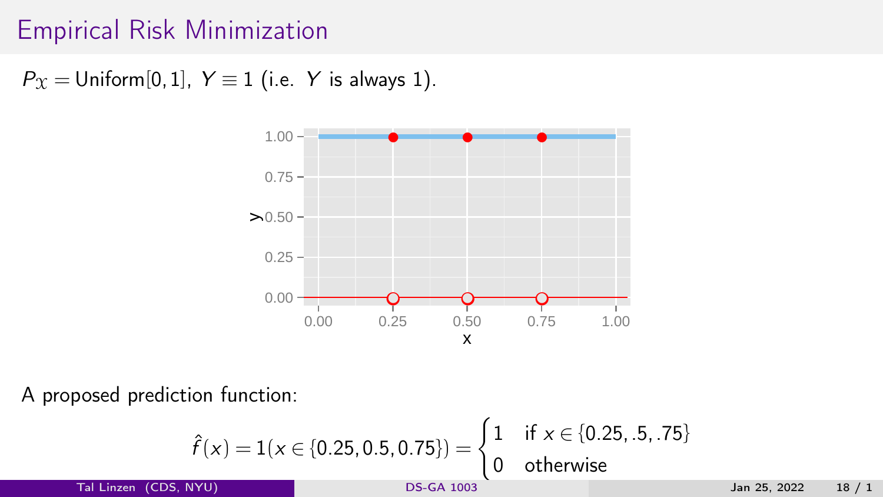# Empirical Risk Minimization

$P_{\mathcal{X}} = \text{Uniform}[0,1]$, $Y \equiv 1$ (i.e. $Y$ is always 1).

A proposed prediction function:

$$\hat{f}(x) = 1(x \in \{0.25, 0.5, 0.75\}) = \begin{cases} 1 & \text{if } x \in \{0.25, .5, .75\} \\ 0 & \text{otherwise} \end{cases}$$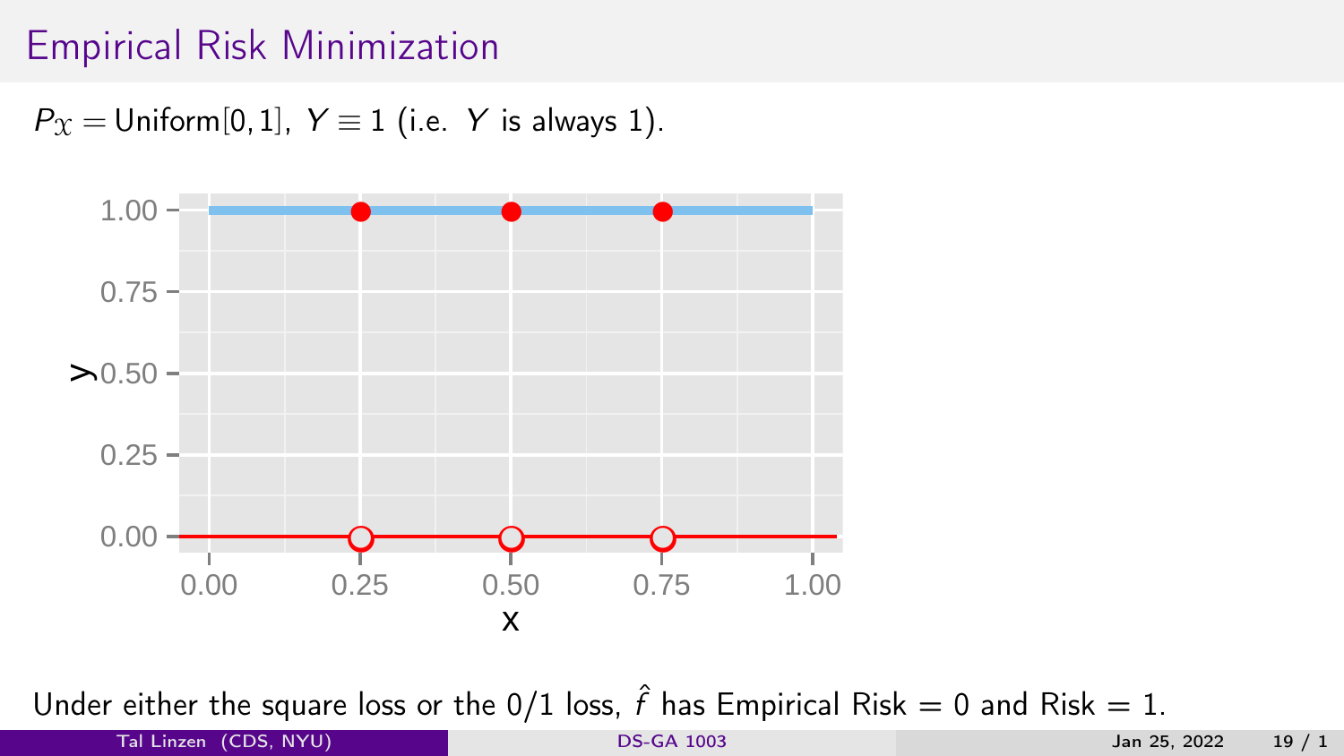# Empirical Risk Minimization

$P_{\mathcal{X}} = \text{Uniform}[0,1]$, $Y \equiv 1$ (i.e. $Y$ is always 1).

Under either the square loss or the 0/1 loss, $\hat{f}$ has Empirical Risk = 0 and Risk = 1.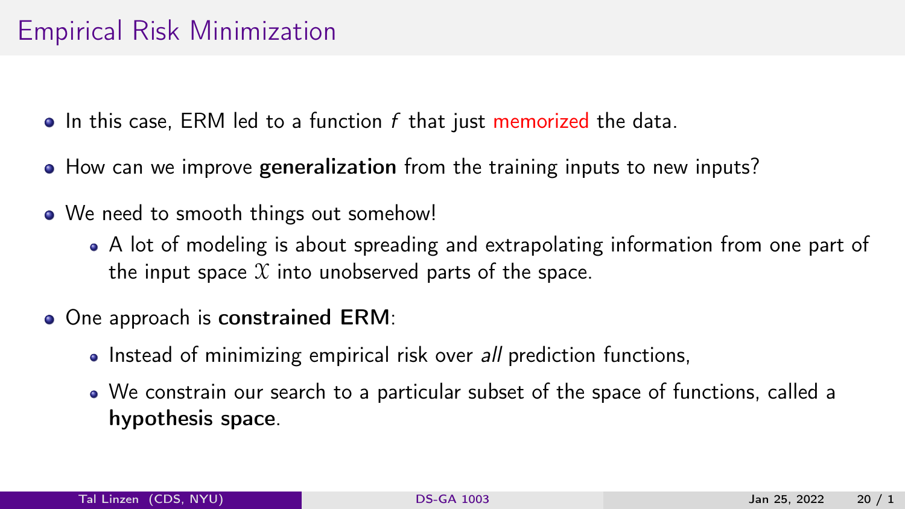# Empirical Risk Minimization

- In this case, ERM led to a function $f$ that just memorized the data.
- How can we improve **generalization** from the training inputs to new inputs?
- We need to smooth things out somehow!
  - A lot of modeling is about spreading and extrapolating information from one part of the input space $\mathcal{X}$ into unobserved parts of the space.
- One approach is **constrained ERM**:
  - Instead of minimizing empirical risk over *all* prediction functions,
  - We constrain our search to a particular subset of the space of functions, called a **hypothesis space**.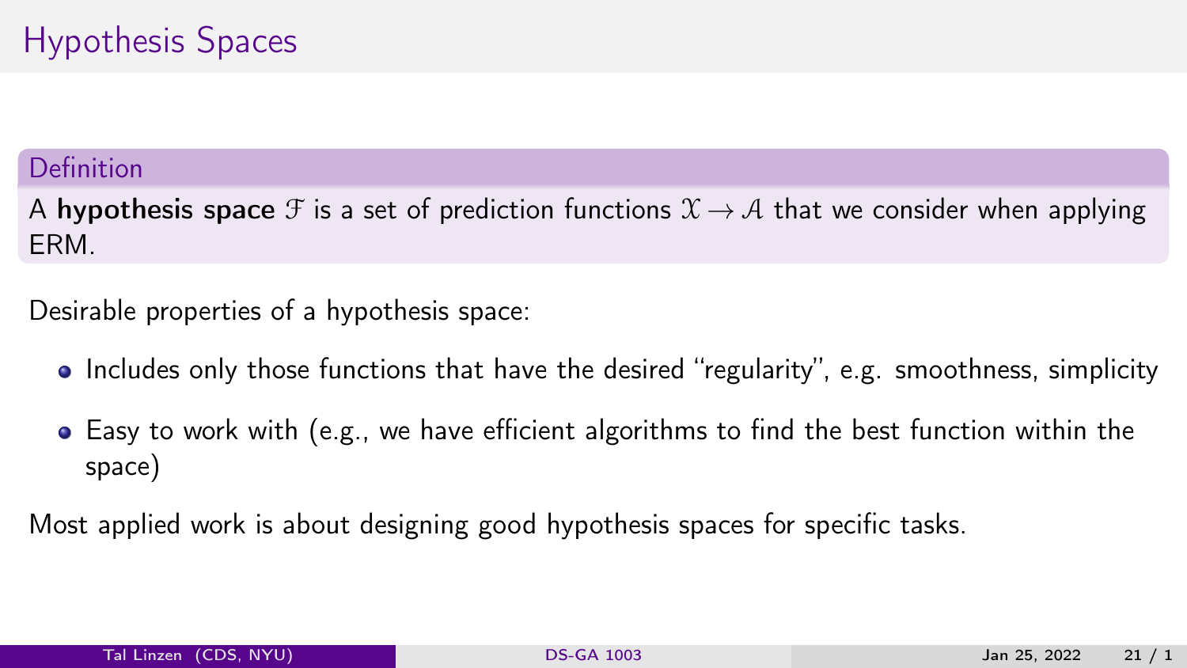# Hypothesis Spaces

**Definition**

A **hypothesis space** $\mathcal{F}$ is a set of prediction functions $\mathcal{X} \to \mathcal{A}$ that we consider when applying ERM.

Desirable properties of a hypothesis space:

- Includes only those functions that have the desired "regularity", e.g. smoothness, simplicity
- Easy to work with (e.g., we have efficient algorithms to find the best function within the space)

Most applied work is about designing good hypothesis spaces for specific tasks.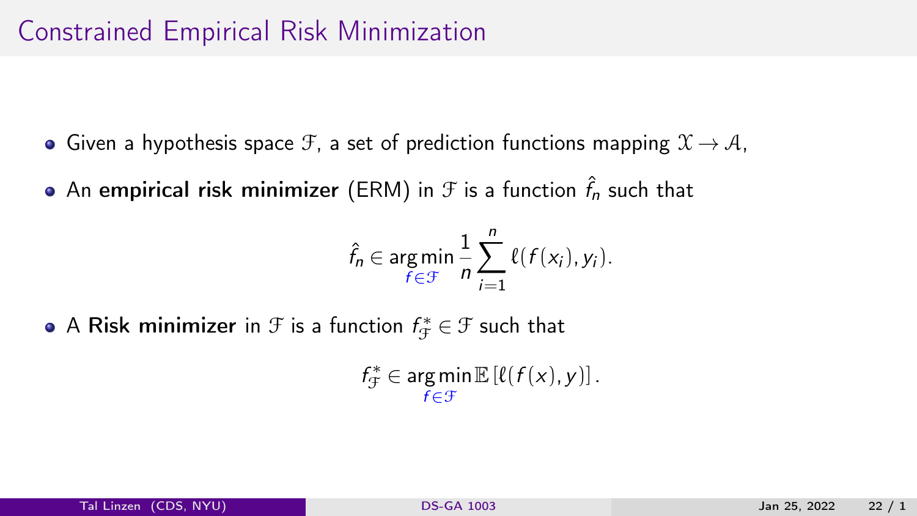# Constrained Empirical Risk Minimization

- Given a hypothesis space $\mathcal{F}$, a set of prediction functions mapping $\mathcal{X} \to \mathcal{A}$,
- An **empirical risk minimizer** (ERM) in $\mathcal{F}$ is a function $\hat{f}_n$ such that

$$\hat{f}_n \in \underset{f \in \mathcal{F}}{\arg\min} \frac{1}{n} \sum_{i=1}^{n} \ell(f(x_i), y_i).$$

- A **Risk minimizer** in $\mathcal{F}$ is a function $f^*_{\mathcal{F}} \in \mathcal{F}$ such that

$$f^*_{\mathcal{F}} \in \underset{f \in \mathcal{F}}{\arg\min} \mathbb{E}\left[\ell(f(x), y)\right].$$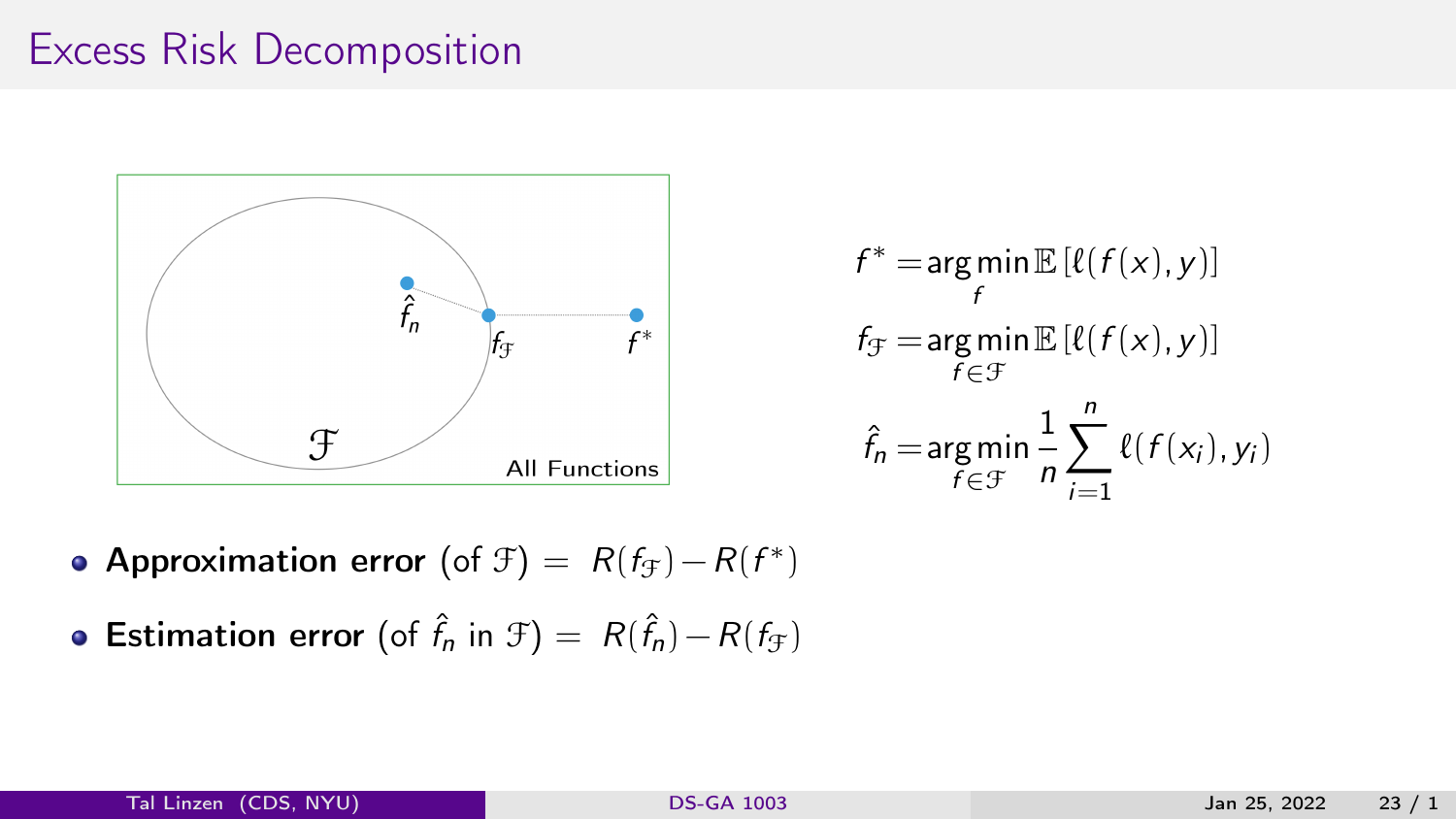# Excess Risk Decomposition

$$f^* = \arg\min_f \mathbb{E}\left[\ell(f(x), y)\right]$$

$$f_{\mathcal{F}} = \arg\min_{f \in \mathcal{F}} \mathbb{E}\left[\ell(f(x), y)\right]$$

$$\hat{f}_n = \arg\min_{f \in \mathcal{F}} \frac{1}{n} \sum_{i=1}^{n} \ell(f(x_i), y_i)$$

- **Approximation error** (of $\mathcal{F}$) $= R(f_{\mathcal{F}}) - R(f^*)$
- **Estimation error** (of $\hat{f}_n$ in $\mathcal{F}$) $= R(\hat{f}_n) - R(f_{\mathcal{F}})$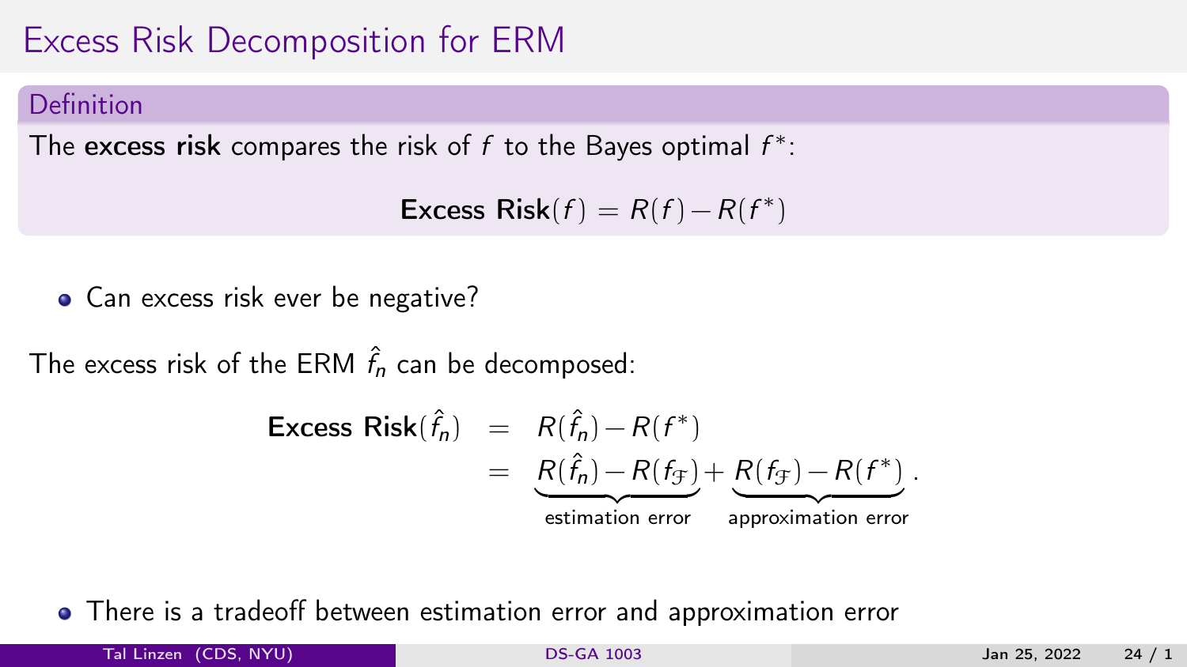# Excess Risk Decomposition for ERM

**Definition**

The **excess risk** compares the risk of $f$ to the Bayes optimal $f^*$:

$$\textbf{Excess Risk}(f) = R(f) - R(f^*)$$

- Can excess risk ever be negative?

The excess risk of the ERM $\hat{f}_n$ can be decomposed:

$$\begin{aligned}
\textbf{Excess Risk}(\hat{f}_n) &= R(\hat{f}_n) - R(f^*) \\
&= \underbrace{R(\hat{f}_n) - R(f_{\mathcal{F}})}_{\text{estimation error}} + \underbrace{R(f_{\mathcal{F}}) - R(f^*)}_{\text{approximation error}}.
\end{aligned}$$

- There is a tradeoff between estimation error and approximation error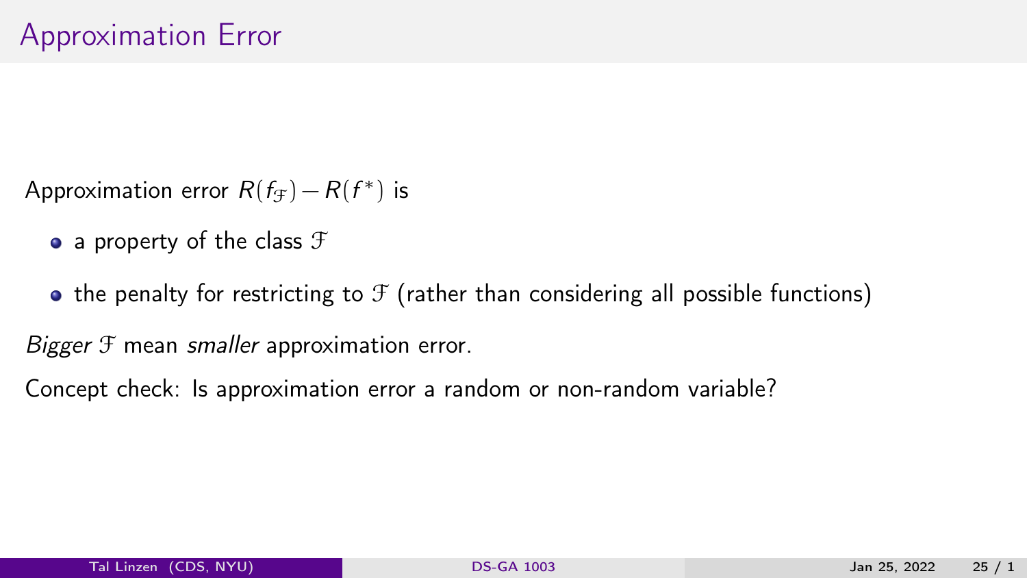# Approximation Error

Approximation error $R(f_{\mathcal{F}}) - R(f^*)$ is

- a property of the class $\mathcal{F}$
- the penalty for restricting to $\mathcal{F}$ (rather than considering all possible functions)

*Bigger* $\mathcal{F}$ mean *smaller* approximation error.

Concept check: Is approximation error a random or non-random variable?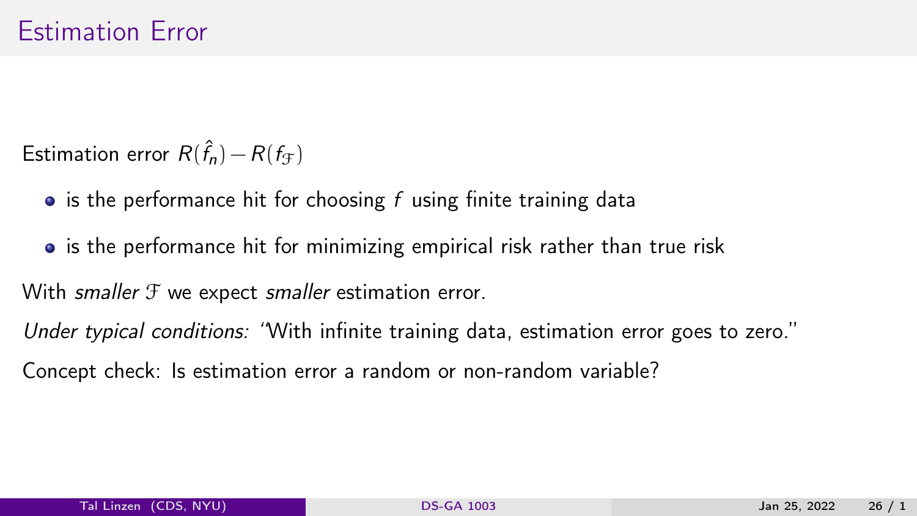# Estimation Error

Estimation error $R(\hat{f}_n) - R(f_{\mathcal{F}})$

- is the performance hit for choosing $f$ using finite training data
- is the performance hit for minimizing empirical risk rather than true risk

With *smaller* $\mathcal{F}$ we expect *smaller* estimation error.

*Under typical conditions:* "With infinite training data, estimation error goes to zero."

Concept check: Is estimation error a random or non-random variable?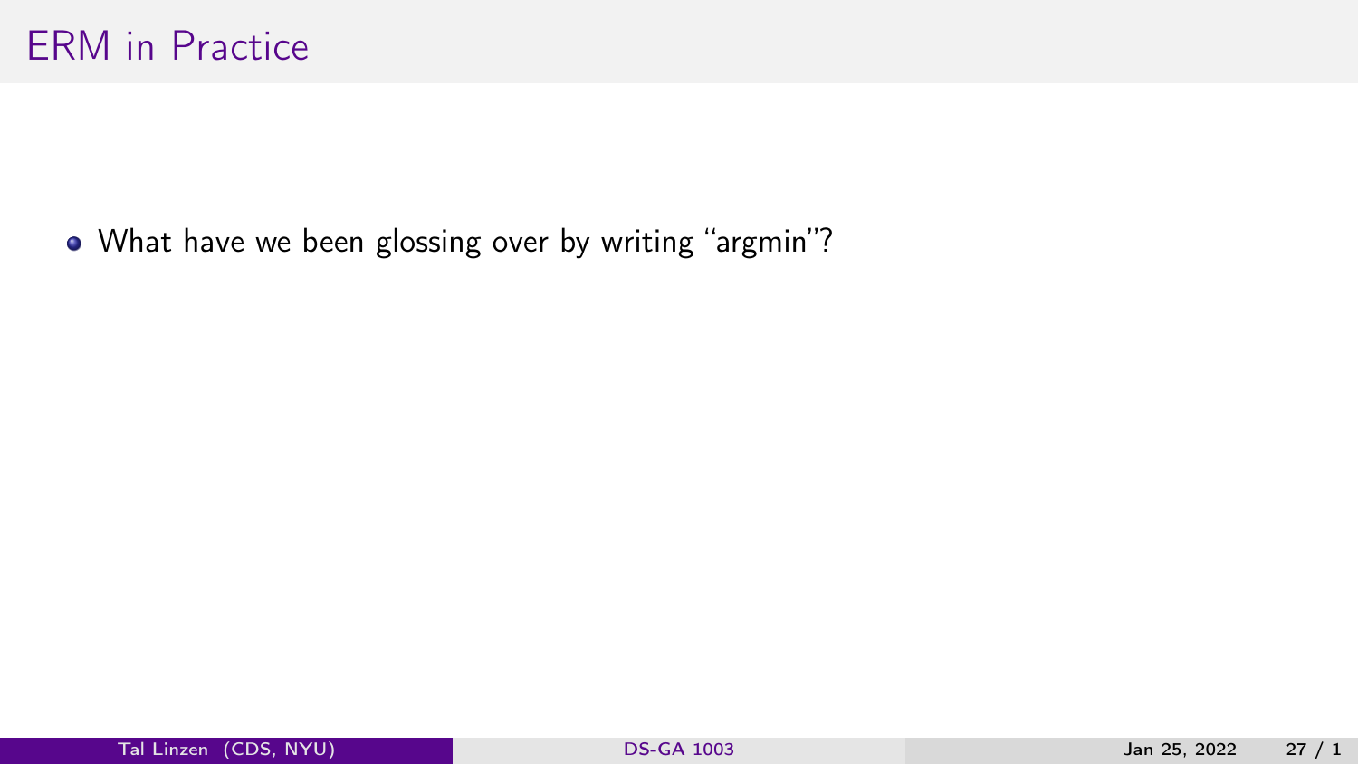# ERM in Practice

- What have we been glossing over by writing "argmin"?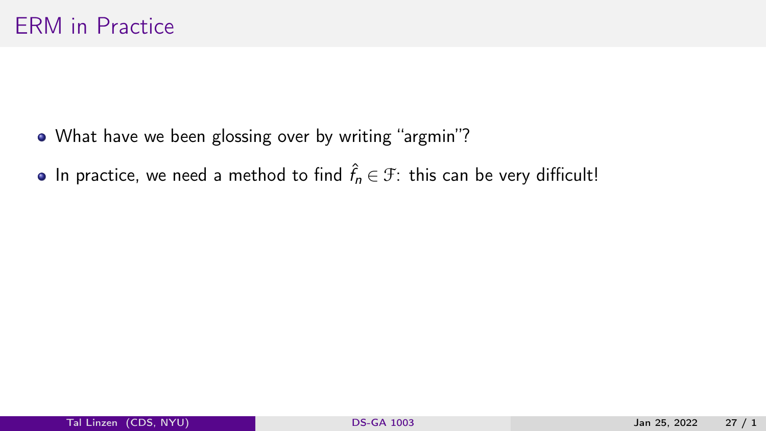# ERM in Practice

- What have we been glossing over by writing "argmin"?
- In practice, we need a method to find $\hat{f}_n \in \mathcal{F}$: this can be very difficult!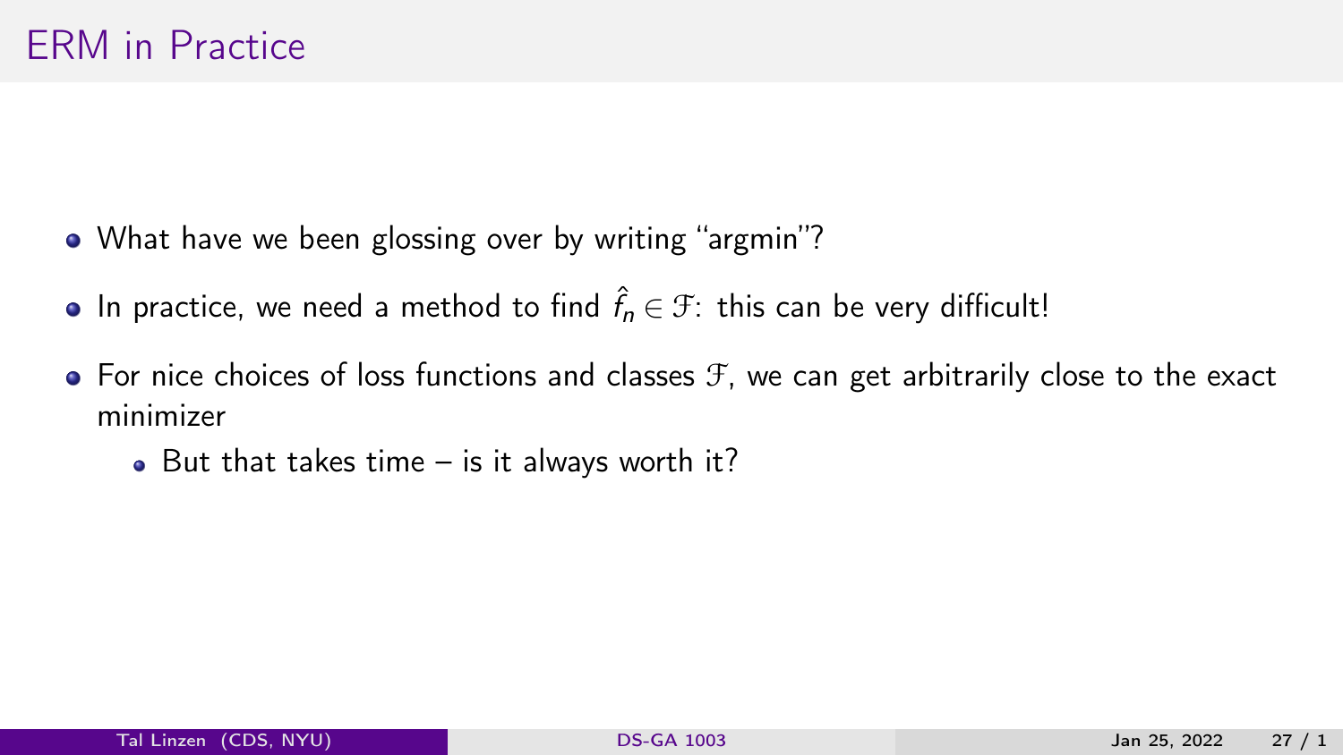# ERM in Practice

- What have we been glossing over by writing "argmin"?
- In practice, we need a method to find $\hat{f}_n \in \mathcal{F}$: this can be very difficult!
- For nice choices of loss functions and classes $\mathcal{F}$, we can get arbitrarily close to the exact minimizer
  - But that takes time – is it always worth it?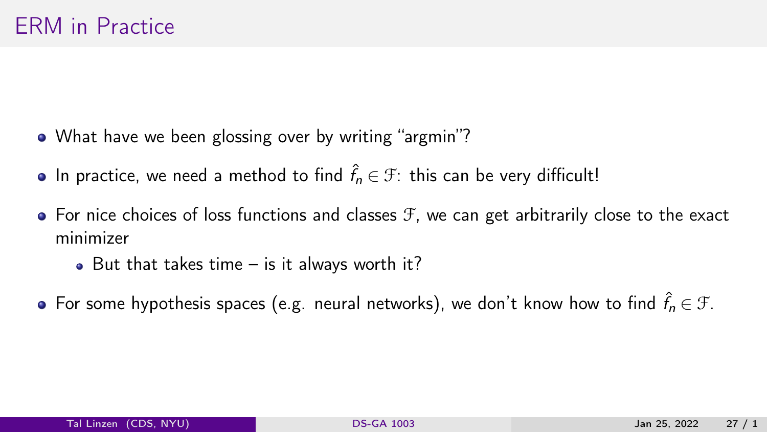# ERM in Practice

- What have we been glossing over by writing "argmin"?
- In practice, we need a method to find $\hat{f}_n \in \mathcal{F}$: this can be very difficult!
- For nice choices of loss functions and classes $\mathcal{F}$, we can get arbitrarily close to the exact minimizer
  - But that takes time – is it always worth it?
- For some hypothesis spaces (e.g. neural networks), we don't know how to find $\hat{f}_n \in \mathcal{F}$.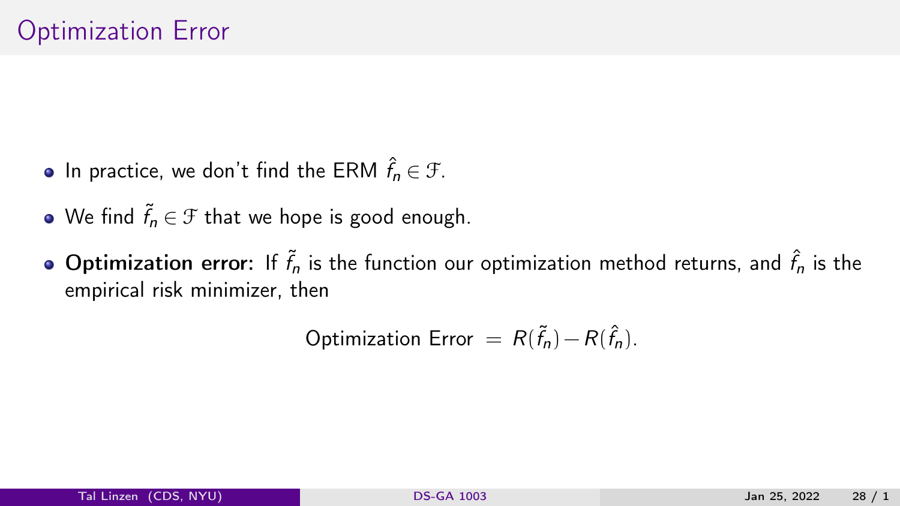# Optimization Error

- In practice, we don't find the ERM $\hat{f}_n \in \mathcal{F}$.
- We find $\tilde{f}_n \in \mathcal{F}$ that we hope is good enough.
- **Optimization error:** If $\tilde{f}_n$ is the function our optimization method returns, and $\hat{f}_n$ is the empirical risk minimizer, then

$$\text{Optimization Error} = R(\tilde{f}_n) - R(\hat{f}_n).$$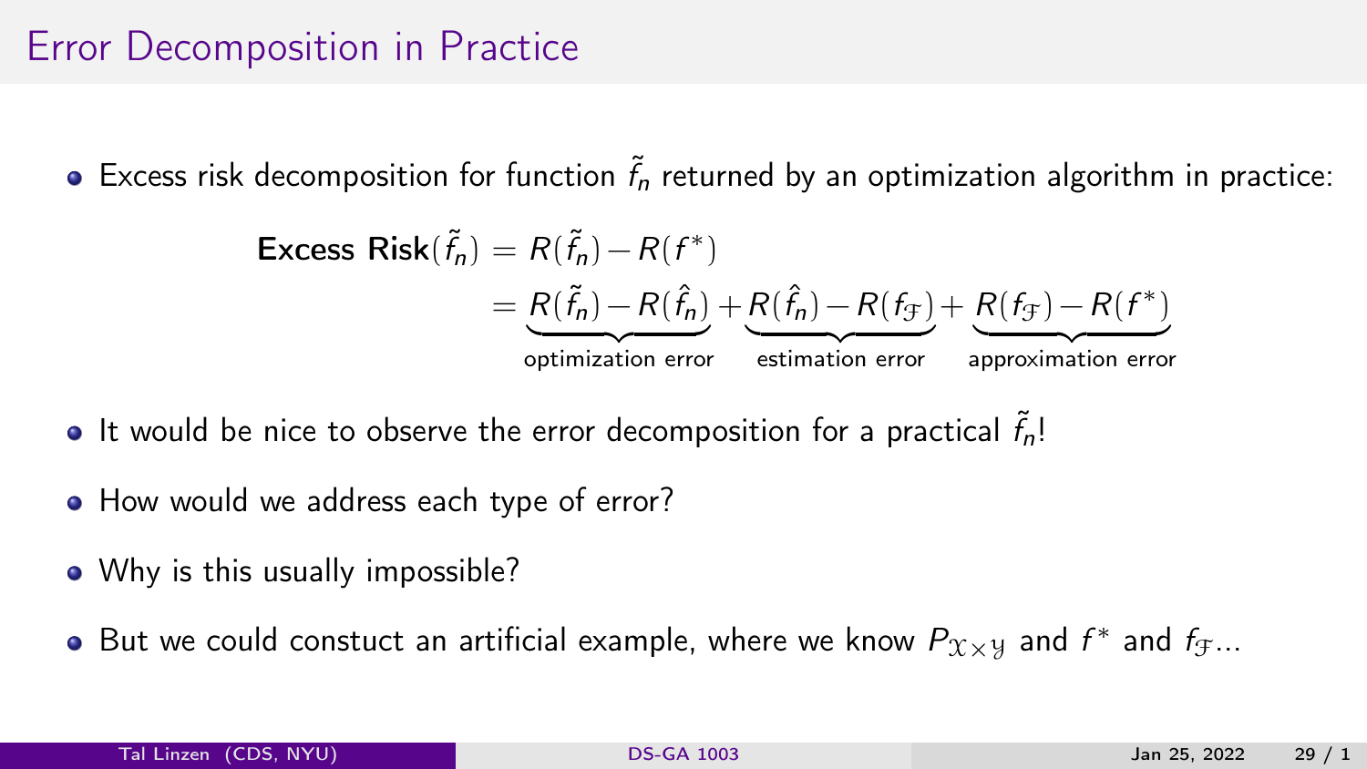## Error Decomposition in Practice

- Excess risk decomposition for function $\tilde{f}_n$ returned by an optimization algorithm in practice:

$$
\begin{aligned}
\textbf{Excess Risk}(\tilde{f}_n) &= R(\tilde{f}_n) - R(f^*) \\
&= \underbrace{R(\tilde{f}_n) - R(\hat{f}_n)}_{\text{optimization error}} + \underbrace{R(\hat{f}_n) - R(f_{\mathcal{F}})}_{\text{estimation error}} + \underbrace{R(f_{\mathcal{F}}) - R(f^*)}_{\text{approximation error}}
\end{aligned}
$$

- It would be nice to observe the error decomposition for a practical $\tilde{f}_n$!
- How would we address each type of error?
- Why is this usually impossible?
- But we could constuct an artificial example, where we know $P_{\mathcal{X}\times\mathcal{Y}}$ and $f^*$ and $f_{\mathcal{F}}$...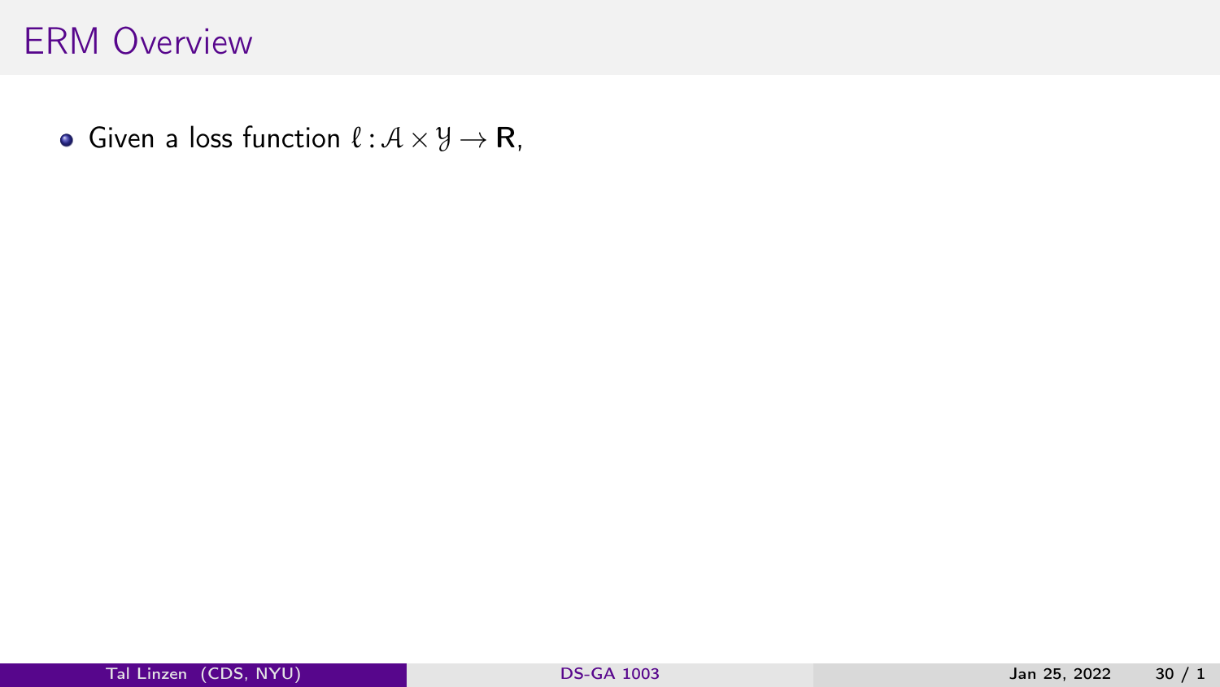## ERM Overview

- Given a loss function $\ell : \mathcal{A} \times \mathcal{Y} \to \mathbf{R}$,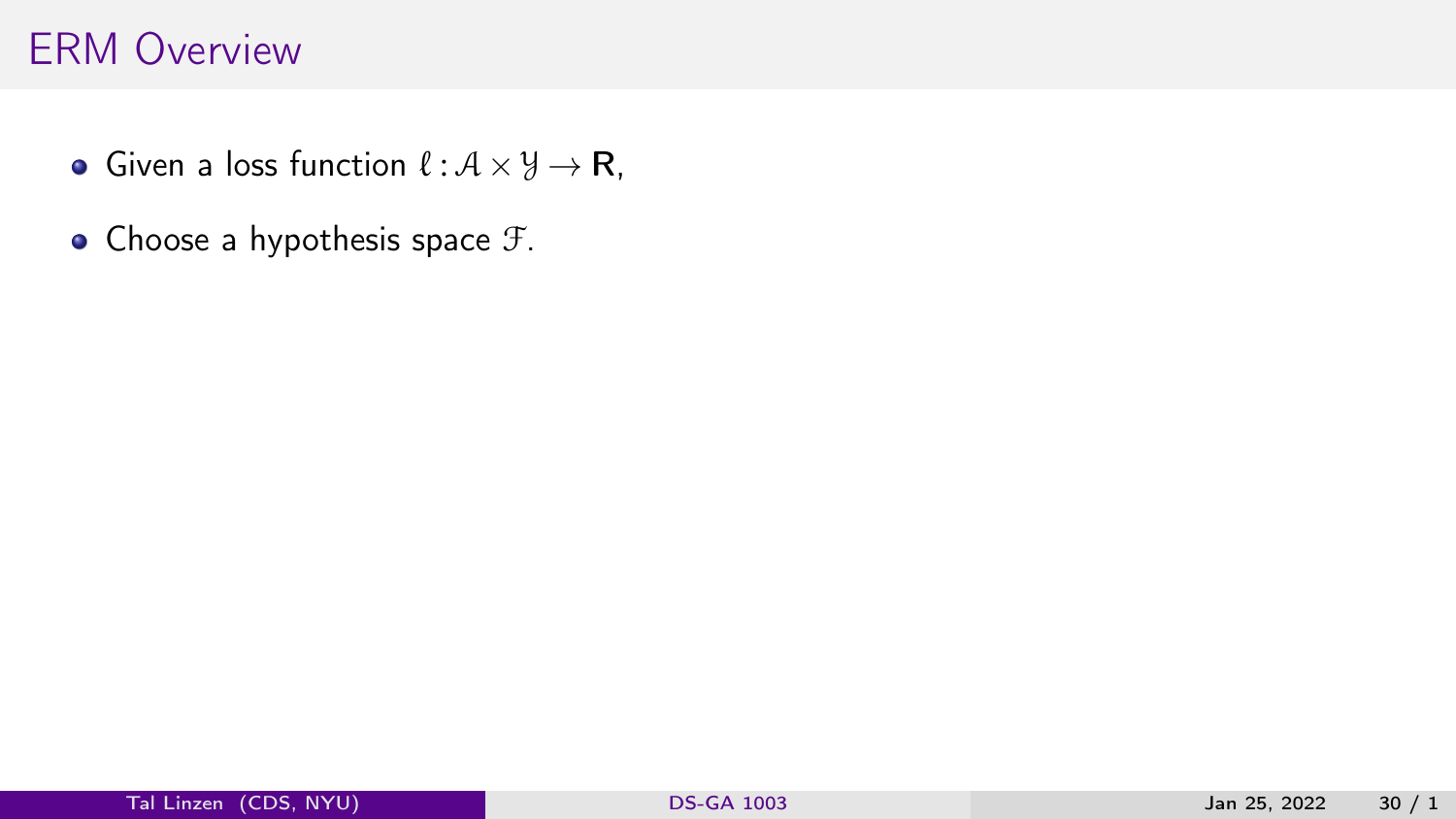# ERM Overview

- Given a loss function $\ell : \mathcal{A} \times \mathcal{Y} \to \mathbf{R}$,
- Choose a hypothesis space $\mathcal{F}$.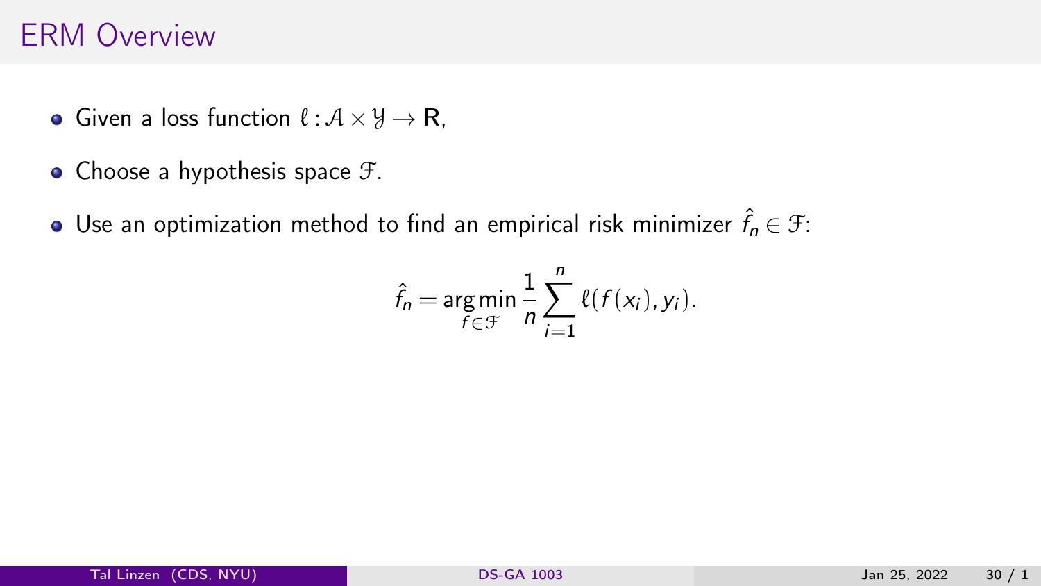# ERM Overview

- Given a loss function $\ell : \mathcal{A} \times \mathcal{Y} \to \mathbf{R}$,
- Choose a hypothesis space $\mathcal{F}$.
- Use an optimization method to find an empirical risk minimizer $\hat{f}_n \in \mathcal{F}$:

$$\hat{f}_n = \underset{f \in \mathcal{F}}{\arg\min} \frac{1}{n} \sum_{i=1}^{n} \ell(f(x_i), y_i).$$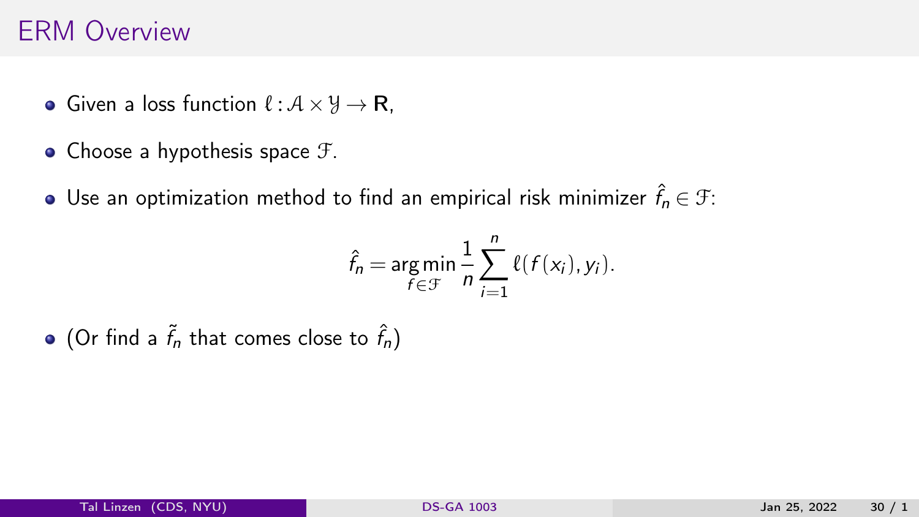# ERM Overview

- Given a loss function $\ell : \mathcal{A} \times \mathcal{Y} \to \mathbf{R}$,
- Choose a hypothesis space $\mathcal{F}$.
- Use an optimization method to find an empirical risk minimizer $\hat{f}_n \in \mathcal{F}$:

$$\hat{f}_n = \underset{f \in \mathcal{F}}{\arg\min} \frac{1}{n} \sum_{i=1}^{n} \ell(f(x_i), y_i).$$

- (Or find a $\tilde{f}_n$ that comes close to $\hat{f}_n$)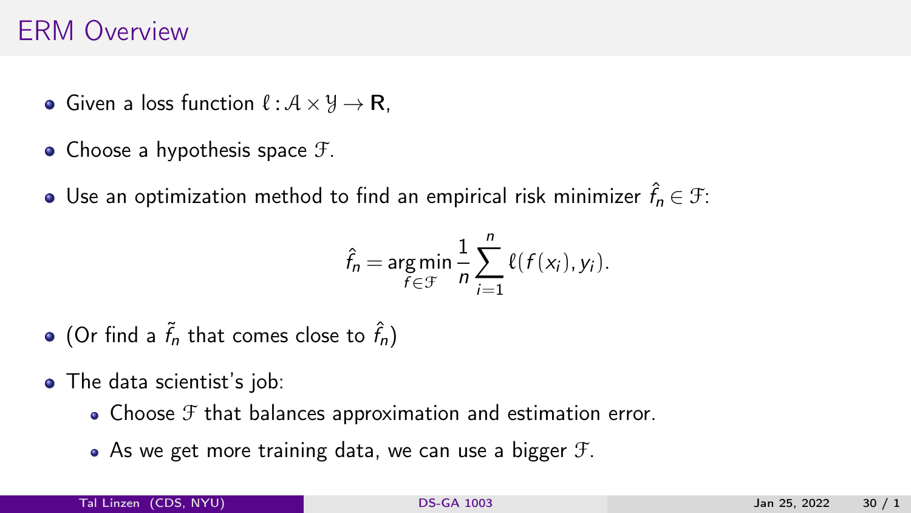# ERM Overview

- Given a loss function $\ell : \mathcal{A} \times \mathcal{Y} \to \mathbf{R}$,
- Choose a hypothesis space $\mathcal{F}$.
- Use an optimization method to find an empirical risk minimizer $\hat{f}_n \in \mathcal{F}$:

$$\hat{f}_n = \underset{f \in \mathcal{F}}{\arg\min} \frac{1}{n} \sum_{i=1}^{n} \ell(f(x_i), y_i).$$

- (Or find a $\tilde{f}_n$ that comes close to $\hat{f}_n$)
- The data scientist's job:
  - Choose $\mathcal{F}$ that balances approximation and estimation error.
  - As we get more training data, we can use a bigger $\mathcal{F}$.